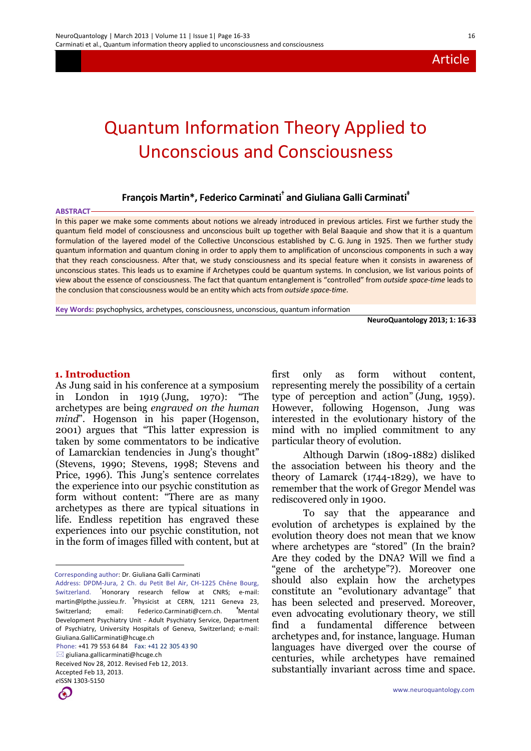Article

# Quantum Information Theory Applied to Unconscious and Consciousness

**François Martin\*, Federico Carminati[†] and Giuliana Galli Carminati[‡]**

**ABSTRACT**

In this paper we make some comments about notions we already introduced in previous articles. First we further study the quantum field model of consciousness and unconscious built up together with Belal Baaquie and show that it is a quantum formulation of the layered model of the Collective Unconscious established by C. G. Jung in 1925. Then we further study quantum information and quantum cloning in order to apply them to amplification of unconscious components in such a way that they reach consciousness. After that, we study consciousness and its special feature when it consists in awareness of unconscious states. This leads us to examine if Archetypes could be quantum systems. In conclusion, we list various points of view about the essence of consciousness. The fact that quantum entanglement is "controlled" from *outside space-time* leads to the conclusion that consciousness would be an entity which acts from *outside space-time*.

**Key Words:** psychophysics, archetypes, consciousness, unconscious, quantum information

**NeuroQuantology 2013; 1: 16-33**

## 1. Introduction

As Jung said in his conference at a symposium in London in 1919 (Jung, 1970): "The archetypes are being *engraved on the human mind*". Hogenson in his paper (Hogenson, 2001) argues that "This latter expression is taken by some commentators to be indicative of Lamarckian tendencies in Jung's thought" (Stevens, 1990; Stevens, 1998; Stevens and Price, 1996). This Jung's sentence correlates the experience into our psychic constitution as form without content: "There are as many archetypes as there are typical situations in life. Endless repetition has engraved these experiences into our psychic constitution, not in the form of images filled with content, but at first only as form without content, representing merely the possibility of a certain type of perception and action" (Jung, 1959). However, following Hogenson, Jung was interested in the evolutionary history of the mind with no implied commitment to any particular theory of evolution.

Although Darwin (1809-1882) disliked the association between his theory and the theory of Lamarck (1744-1829), we have to remember that the work of Gregor Mendel was rediscovered only in 1900.

To say that the appearance and evolution of archetypes is explained by the evolution theory does not mean that we know where archetypes are "stored" (In the brain? Are they coded by the DNA? Will we find a "gene of the archetype"?). Moreover one should also explain how the archetypes constitute an "evolutionary advantage" that has been selected and preserved. Moreover, even advocating evolutionary theory, we still find a fundamental difference between archetypes and, for instance, language. Human languages have diverged over the course of centuries, while archetypes have remained substantially invariant across time and space.

---

Corresponding author: Dr. Giuliana Galli Carminati

Address: DPDM-Jura, 2 Ch. du Petit Bel Air, CH-1225 Chêne Bourg, Switzerland. *Honorary research fellow at CNRS; e-mail: martin@lpthe.jussieu.fr. [†]Physicist at CERN, 1211 Geneva 23, Switzerland; email: Federico.Carminati@cern.ch. [‡]Mental Development Psychiatry Unit - Adult Psychiatry Service, Department of Psychiatry, University Hospitals of Geneva, Switzerland; e-mail: Giuliana.GalliCarminati@hcuge.ch

Phone: +41 79 553 64 84 Fax: +41 22 305 43 90

giuliana.gallicarminati@hcuge.ch

Received Nov 28, 2012. Revised Feb 12, 2013.

Accepted Feb 13, 2013.

*e*ISSN 1303-5150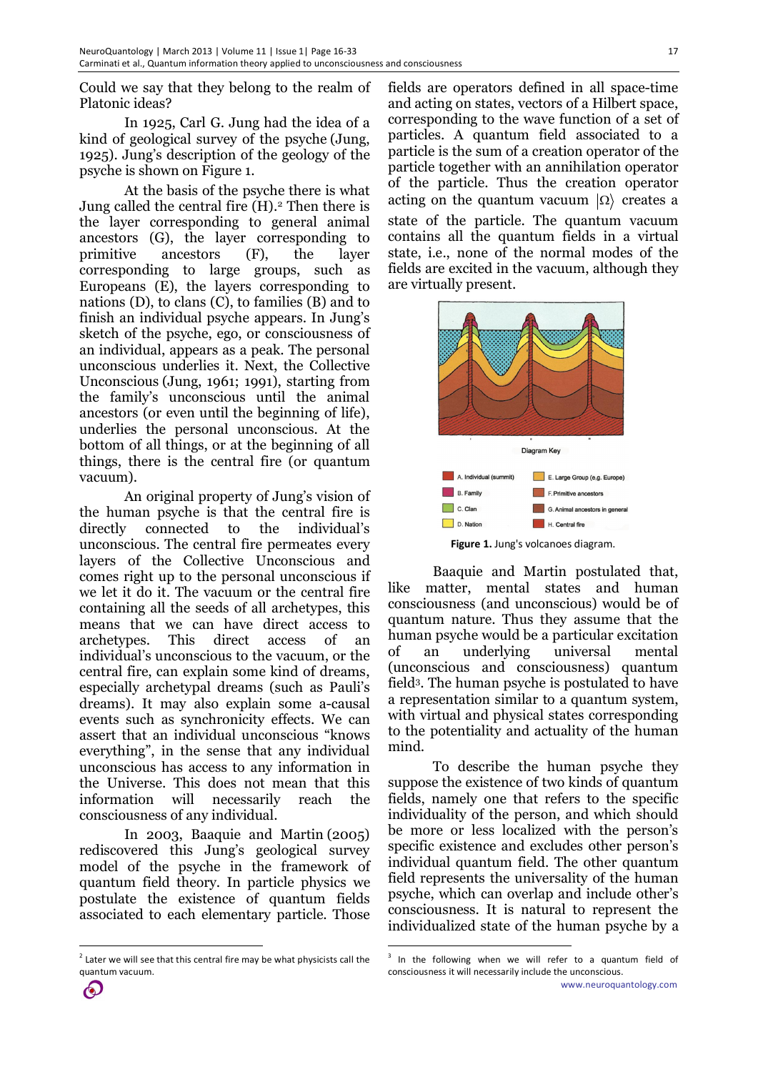Could we say that they belong to the realm of Platonic ideas?

In 1925, Carl G. Jung had the idea of a kind of geological survey of the psyche (Jung, 1925). Jung's description of the geology of the psyche is shown on Figure 1.

At the basis of the psyche there is what Jung called the central fire (H).[2] Then there is the layer corresponding to general animal ancestors (G), the layer corresponding to primitive ancestors (F), the layer corresponding to large groups, such as Europeans (E), the layers corresponding to nations (D), to clans (C), to families (B) and to finish an individual psyche appears. In Jung's sketch of the psyche, ego, or consciousness of an individual, appears as a peak. The personal unconscious underlies it. Next, the Collective Unconscious (Jung, 1961; 1991), starting from the family's unconscious until the animal ancestors (or even until the beginning of life), underlies the personal unconscious. At the bottom of all things, or at the beginning of all things, there is the central fire (or quantum vacuum).

An original property of Jung's vision of the human psyche is that the central fire is directly connected to the individual's unconscious. The central fire permeates every layers of the Collective Unconscious and comes right up to the personal unconscious if we let it do it. The vacuum or the central fire containing all the seeds of all archetypes, this means that we can have direct access to archetypes. This direct access of an individual's unconscious to the vacuum, or the central fire, can explain some kind of dreams, especially archetypal dreams (such as Pauli's dreams). It may also explain some a-causal events such as synchronicity effects. We can assert that an individual unconscious "knows everything", in the sense that any individual unconscious has access to any information in the Universe. This does not mean that this information will necessarily reach the consciousness of any individual.

In 2003, Baaquie and Martin (2005) rediscovered this Jung's geological survey model of the psyche in the framework of quantum field theory. In particle physics we postulate the existence of quantum fields associated to each elementary particle. Those fields are operators defined in all space-time and acting on states, vectors of a Hilbert space, corresponding to the wave function of a set of particles. A quantum field associated to a particle is the sum of a creation operator of the particle together with an annihilation operator of the particle. Thus the creation operator acting on the quantum vacuum $|\Omega\rangle$ creates a state of the particle. The quantum vacuum contains all the quantum fields in a virtual state, i.e., none of the normal modes of the fields are excited in the vacuum, although they are virtually present.

Diagram Key

A. Individual (summit)
B. Family
C. Clan
D. Nation
E. Large Group (e.g. Europe)
F. Primitive ancestors
G. Animal ancestors in general
H. Central fire

**Figure 1.** Jung's volcanoes diagram.

Baaquie and Martin postulated that, like matter, mental states and human consciousness (and unconscious) would be of quantum nature. Thus they assume that the human psyche would be a particular excitation of an underlying universal mental (unconscious and consciousness) quantum field[3]. The human psyche is postulated to have a representation similar to a quantum system, with virtual and physical states corresponding to the potentiality and actuality of the human mind.

To describe the human psyche they suppose the existence of two kinds of quantum fields, namely one that refers to the specific individuality of the person, and which should be more or less localized with the person's specific existence and excludes other person's individual quantum field. The other quantum field represents the universality of the human psyche, which can overlap and include other's consciousness. It is natural to represent the individualized state of the human psyche by a

[2] Later we will see that this central fire may be what physicists call the quantum vacuum.

[3] In the following when we will refer to a quantum field of consciousness it will necessarily include the unconscious.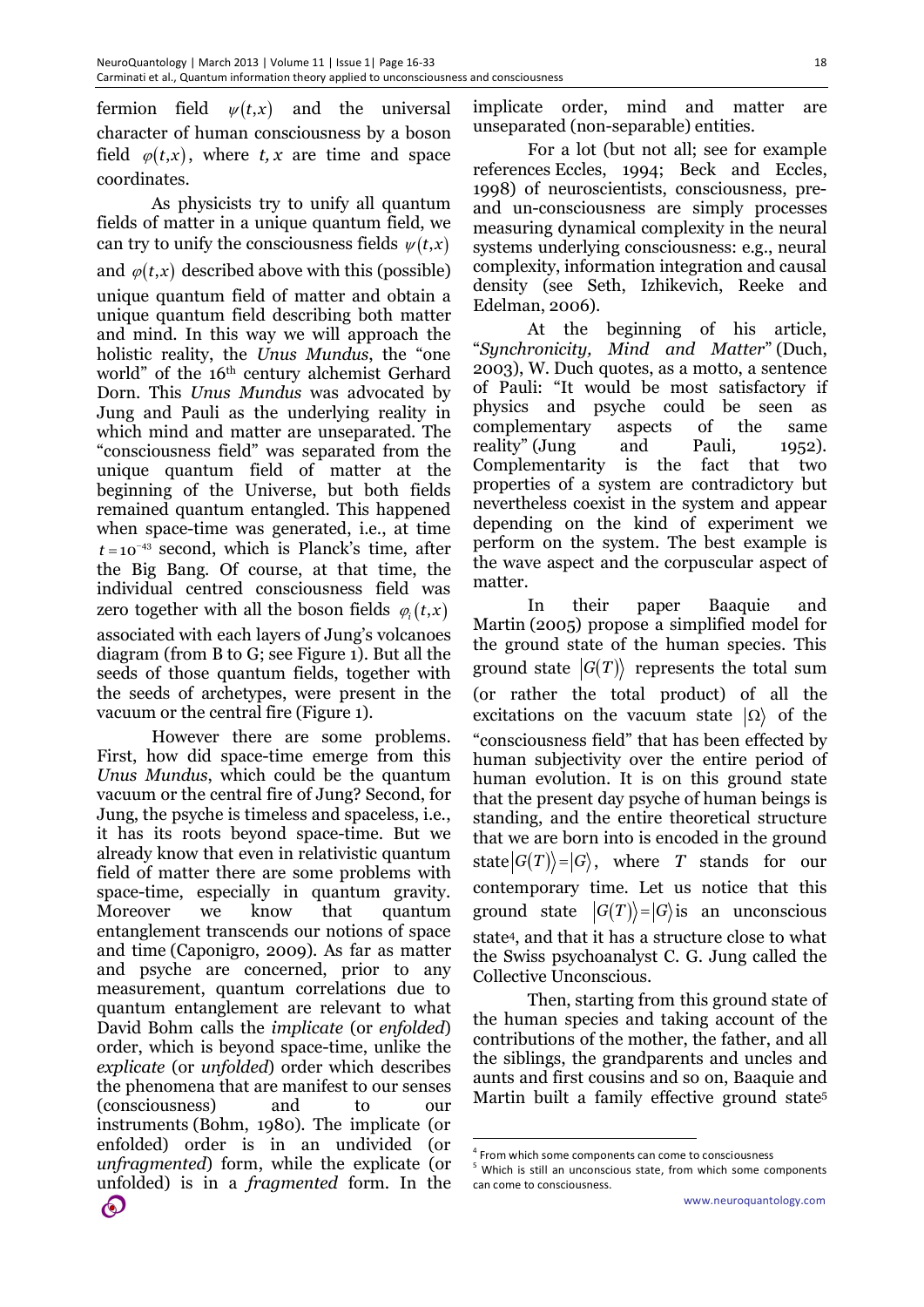fermion field $\psi(t,x)$ and the universal character of human consciousness by a boson field $\varphi(t,x)$, where $t, x$ are time and space coordinates.

As physicists try to unify all quantum fields of matter in a unique quantum field, we can try to unify the consciousness fields $\psi(t,x)$ and $\varphi(t,x)$ described above with this (possible) unique quantum field of matter and obtain a unique quantum field describing both matter and mind. In this way we will approach the holistic reality, the *Unus Mundus*, the "one world" of the 16th century alchemist Gerhard Dorn. This *Unus Mundus* was advocated by Jung and Pauli as the underlying reality in which mind and matter are unseparated. The "consciousness field" was separated from the unique quantum field of matter at the beginning of the Universe, but both fields remained quantum entangled. This happened when space-time was generated, i.e., at time $t = 10^{-43}$ second, which is Planck's time, after the Big Bang. Of course, at that time, the individual centred consciousness field was zero together with all the boson fields $\varphi_i(t,x)$ associated with each layers of Jung's volcanoes diagram (from B to G; see Figure 1). But all the seeds of those quantum fields, together with the seeds of archetypes, were present in the vacuum or the central fire (Figure 1).

However there are some problems. First, how did space-time emerge from this *Unus Mundus*, which could be the quantum vacuum or the central fire of Jung? Second, for Jung, the psyche is timeless and spaceless, i.e., it has its roots beyond space-time. But we already know that even in relativistic quantum field of matter there are some problems with space-time, especially in quantum gravity. Moreover we know that quantum entanglement transcends our notions of space and time (Caponigro, 2009). As far as matter and psyche are concerned, prior to any measurement, quantum correlations due to quantum entanglement are relevant to what David Bohm calls the *implicate* (or *enfolded*) order, which is beyond space-time, unlike the *explicate* (or *unfolded*) order which describes the phenomena that are manifest to our senses (consciousness) and to our instruments (Bohm, 1980). The implicate (or enfolded) order is in an undivided (or *unfragmented*) form, while the explicate (or unfolded) is in a *fragmented* form. In the implicate order, mind and matter are unseparated (non-separable) entities.

For a lot (but not all; see for example references Eccles, 1994; Beck and Eccles, 1998) of neuroscientists, consciousness, pre- and un-consciousness are simply processes measuring dynamical complexity in the neural systems underlying consciousness: e.g., neural complexity, information integration and causal density (see Seth, Izhikevich, Reeke and Edelman, 2006).

At the beginning of his article, "*Synchronicity, Mind and Matter*" (Duch, 2003), W. Duch quotes, as a motto, a sentence of Pauli: "It would be most satisfactory if physics and psyche could be seen as complementary aspects of the same reality" (Jung and Pauli, 1952). Complementarity is the fact that two properties of a system are contradictory but nevertheless coexist in the system and appear depending on the kind of experiment we perform on the system. The best example is the wave aspect and the corpuscular aspect of matter.

In their paper Baaquie and Martin (2005) propose a simplified model for the ground state of the human species. This ground state $|G(T)\rangle$ represents the total sum (or rather the total product) of all the excitations on the vacuum state $|\Omega\rangle$ of the "consciousness field" that has been effected by human subjectivity over the entire period of human evolution. It is on this ground state that the present day psyche of human beings is standing, and the entire theoretical structure that we are born into is encoded in the ground state $|G(T)\rangle = |G\rangle$, where $T$ stands for our contemporary time. Let us notice that this ground state $|G(T)\rangle = |G\rangle$ is an unconscious state[4], and that it has a structure close to what the Swiss psychoanalyst C. G. Jung called the Collective Unconscious.

Then, starting from this ground state of the human species and taking account of the contributions of the mother, the father, and all the siblings, the grandparents and uncles and aunts and first cousins and so on, Baaquie and Martin built a family effective ground state[5]

---

[4] From which some components can come to consciousness

[5] Which is still an unconscious state, from which some components can come to consciousness.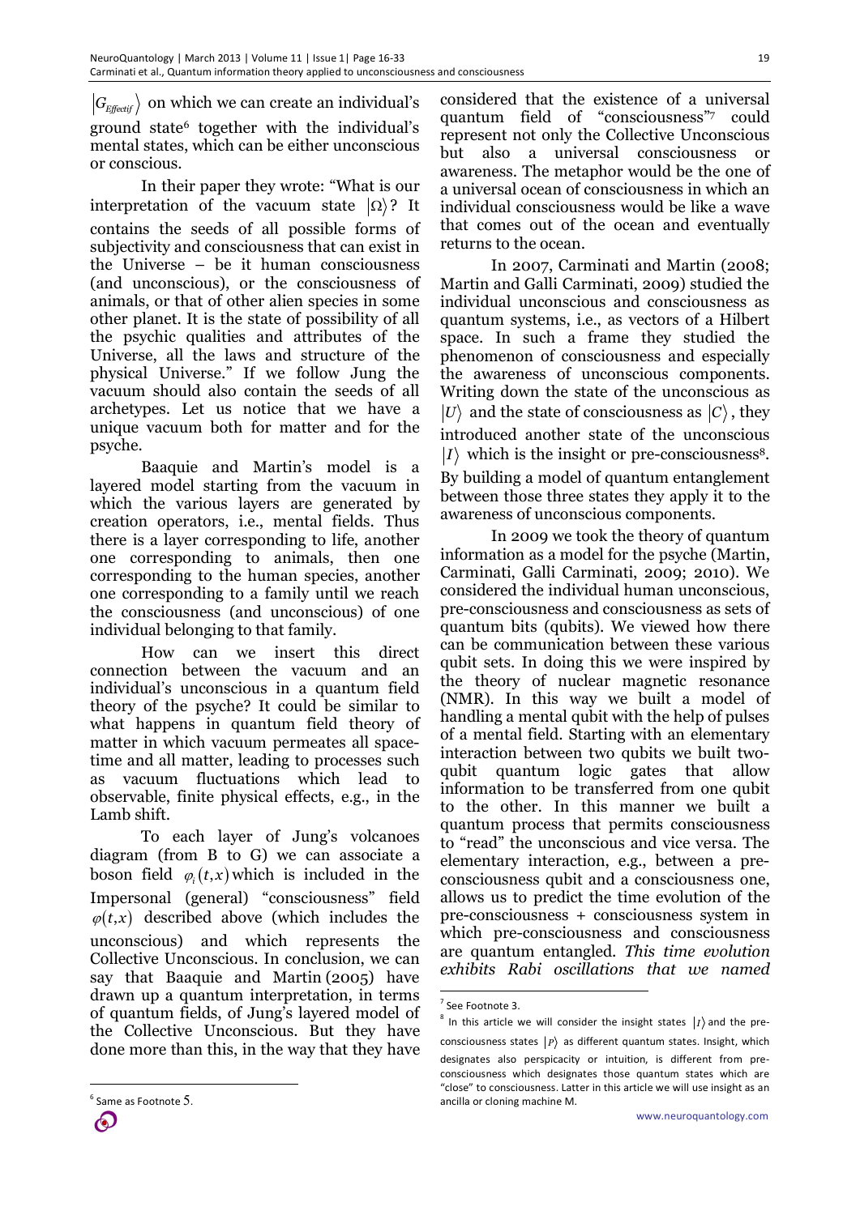$|G_{Effectif}\rangle$ on which we can create an individual's ground state[6] together with the individual's mental states, which can be either unconscious or conscious.

In their paper they wrote: "What is our interpretation of the vacuum state $|\Omega\rangle$? It contains the seeds of all possible forms of subjectivity and consciousness that can exist in the Universe – be it human consciousness (and unconscious), or the consciousness of animals, or that of other alien species in some other planet. It is the state of possibility of all the psychic qualities and attributes of the Universe, all the laws and structure of the physical Universe." If we follow Jung the vacuum should also contain the seeds of all archetypes. Let us notice that we have a unique vacuum both for matter and for the psyche.

Baaquie and Martin's model is a layered model starting from the vacuum in which the various layers are generated by creation operators, i.e., mental fields. Thus there is a layer corresponding to life, another one corresponding to animals, then one corresponding to the human species, another one corresponding to a family until we reach the consciousness (and unconscious) of one individual belonging to that family.

How can we insert this direct connection between the vacuum and an individual's unconscious in a quantum field theory of the psyche? It could be similar to what happens in quantum field theory of matter in which vacuum permeates all space-time and all matter, leading to processes such as vacuum fluctuations which lead to observable, finite physical effects, e.g., in the Lamb shift.

To each layer of Jung's volcanoes diagram (from B to G) we can associate a boson field $\varphi_i(t,x)$ which is included in the Impersonal (general) "consciousness" field $\varphi(t,x)$ described above (which includes the unconscious) and which represents the Collective Unconscious. In conclusion, we can say that Baaquie and Martin (2005) have drawn up a quantum interpretation, in terms of quantum fields, of Jung's layered model of the Collective Unconscious. But they have done more than this, in the way that they have considered that the existence of a universal quantum field of "consciousness"[7] could represent not only the Collective Unconscious but also a universal consciousness or awareness. The metaphor would be the one of a universal ocean of consciousness in which an individual consciousness would be like a wave that comes out of the ocean and eventually returns to the ocean.

In 2007, Carminati and Martin (2008; Martin and Galli Carminati, 2009) studied the individual unconscious and consciousness as quantum systems, i.e., as vectors of a Hilbert space. In such a frame they studied the phenomenon of consciousness and especially the awareness of unconscious components. Writing down the state of the unconscious as $|U\rangle$ and the state of consciousness as $|C\rangle$, they introduced another state of the unconscious $|I\rangle$ which is the insight or pre-consciousness[8]. By building a model of quantum entanglement between those three states they apply it to the awareness of unconscious components.

In 2009 we took the theory of quantum information as a model for the psyche (Martin, Carminati, Galli Carminati, 2009; 2010). We considered the individual human unconscious, pre-consciousness and consciousness as sets of quantum bits (qubits). We viewed how there can be communication between these various qubit sets. In doing this we were inspired by the theory of nuclear magnetic resonance (NMR). In this way we built a model of handling a mental qubit with the help of pulses of a mental field. Starting with an elementary interaction between two qubits we built two-qubit quantum logic gates that allow information to be transferred from one qubit to the other. In this manner we built a quantum process that permits consciousness to "read" the unconscious and vice versa. The elementary interaction, e.g., between a pre-consciousness qubit and a consciousness one, allows us to predict the time evolution of the pre-consciousness + consciousness system in which pre-consciousness and consciousness are quantum entangled. *This time evolution exhibits Rabi oscillations that we named*

---

[6] Same as Footnote 5.

[7] See Footnote 3.

[8] In this article we will consider the insight states $|I\rangle$ and the pre-consciousness states $|P\rangle$ as different quantum states. Insight, which designates also perspicacity or intuition, is different from pre-consciousness which designates those quantum states which are "close" to consciousness. Latter in this article we will use insight as an ancilla or cloning machine M.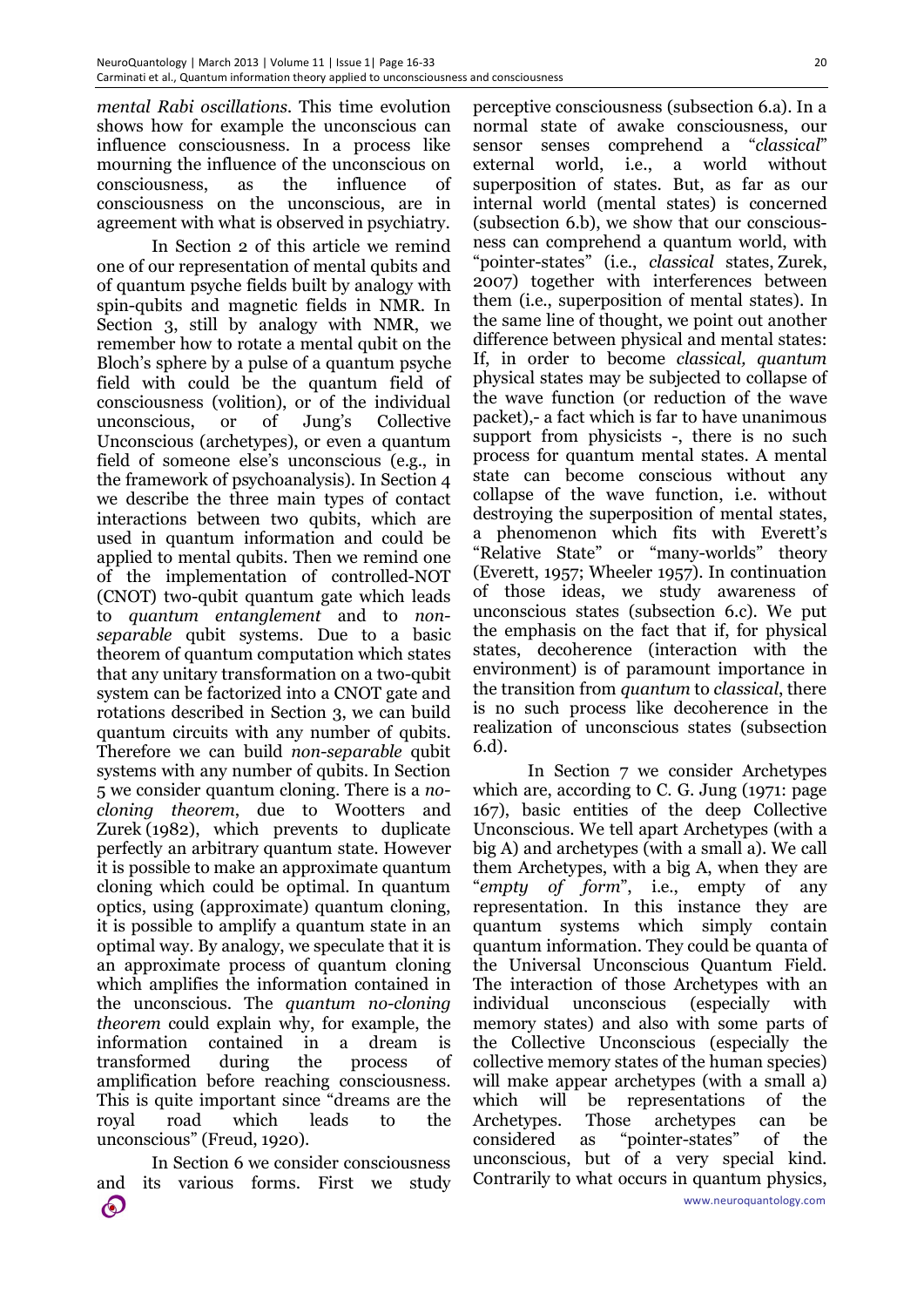*mental Rabi oscillations*. This time evolution shows how for example the unconscious can influence consciousness. In a process like mourning the influence of the unconscious on consciousness, as the influence of consciousness on the unconscious, are in agreement with what is observed in psychiatry.

In Section 2 of this article we remind one of our representation of mental qubits and of quantum psyche fields built by analogy with spin-qubits and magnetic fields in NMR. In Section 3, still by analogy with NMR, we remember how to rotate a mental qubit on the Bloch's sphere by a pulse of a quantum psyche field with could be the quantum field of consciousness (volition), or of the individual unconscious, or of Jung's Collective Unconscious (archetypes), or even a quantum field of someone else's unconscious (e.g., in the framework of psychoanalysis). In Section 4 we describe the three main types of contact interactions between two qubits, which are used in quantum information and could be applied to mental qubits. Then we remind one of the implementation of controlled-NOT (CNOT) two-qubit quantum gate which leads to *quantum entanglement* and to *non-separable* qubit systems. Due to a basic theorem of quantum computation which states that any unitary transformation on a two-qubit system can be factorized into a CNOT gate and rotations described in Section 3, we can build quantum circuits with any number of qubits. Therefore we can build *non-separable* qubit systems with any number of qubits. In Section 5 we consider quantum cloning. There is a *no-cloning theorem*, due to Wootters and Zurek (1982), which prevents to duplicate perfectly an arbitrary quantum state. However it is possible to make an approximate quantum cloning which could be optimal. In quantum optics, using (approximate) quantum cloning, it is possible to amplify a quantum state in an optimal way. By analogy, we speculate that it is an approximate process of quantum cloning which amplifies the information contained in the unconscious. The *quantum no-cloning theorem* could explain why, for example, the information contained in a dream is transformed during the process of amplification before reaching consciousness. This is quite important since "dreams are the royal road which leads to the unconscious" (Freud, 1920).

In Section 6 we consider consciousness and its various forms. First we study perceptive consciousness (subsection 6.a). In a normal state of awake consciousness, our sensor senses comprehend a "*classical*" external world, i.e., a world without superposition of states. But, as far as our internal world (mental states) is concerned (subsection 6.b), we show that our consciousness can comprehend a quantum world, with "pointer-states" (i.e., *classical* states, Zurek, 2007) together with interferences between them (i.e., superposition of mental states). In the same line of thought, we point out another difference between physical and mental states: If, in order to become *classical, quantum* physical states may be subjected to collapse of the wave function (or reduction of the wave packet),- a fact which is far to have unanimous support from physicists -, there is no such process for quantum mental states. A mental state can become conscious without any collapse of the wave function, i.e. without destroying the superposition of mental states, a phenomenon which fits with Everett's "Relative State" or "many-worlds" theory (Everett, 1957; Wheeler 1957). In continuation of those ideas, we study awareness of unconscious states (subsection 6.c). We put the emphasis on the fact that if, for physical states, decoherence (interaction with the environment) is of paramount importance in the transition from *quantum* to *classical*, there is no such process like decoherence in the realization of unconscious states (subsection 6.d).

In Section 7 we consider Archetypes which are, according to C. G. Jung (1971: page 167), basic entities of the deep Collective Unconscious. We tell apart Archetypes (with a big A) and archetypes (with a small a). We call them Archetypes, with a big A, when they are "*empty of form*", i.e., empty of any representation. In this instance they are quantum systems which simply contain quantum information. They could be quanta of the Universal Unconscious Quantum Field. The interaction of those Archetypes with an individual unconscious (especially with memory states) and also with some parts of the Collective Unconscious (especially the collective memory states of the human species) will make appear archetypes (with a small a) which will be representations of the Archetypes. Those archetypes can be considered as "pointer-states" of the unconscious, but of a very special kind. Contrarily to what occurs in quantum physics,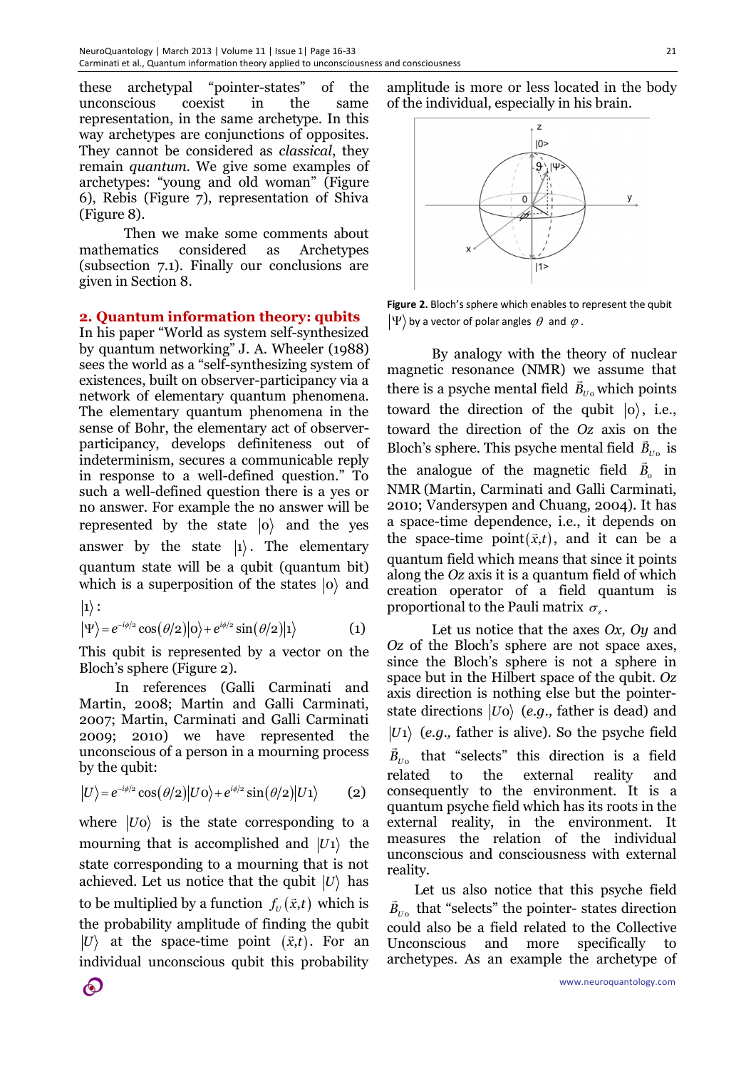these archetypal "pointer-states" of the unconscious coexist in the same representation, in the same archetype. In this way archetypes are conjunctions of opposites. They cannot be considered as *classical*, they remain *quantum*. We give some examples of archetypes: "young and old woman" (Figure 6), Rebis (Figure 7), representation of Shiva (Figure 8).

Then we make some comments about mathematics considered as Archetypes (subsection 7.1). Finally our conclusions are given in Section 8.

## 2. Quantum information theory: qubits

In his paper "World as system self-synthesized by quantum networking" J. A. Wheeler (1988) sees the world as a "self-synthesizing system of existences, built on observer-participancy via a network of elementary quantum phenomena. The elementary quantum phenomena in the sense of Bohr, the elementary act of observer-participancy, develops definiteness out of indeterminism, secures a communicable reply in response to a well-defined question." To such a well-defined question there is a yes or no answer. For example the no answer will be represented by the state $|0\rangle$ and the yes answer by the state $|1\rangle$. The elementary quantum state will be a qubit (quantum bit) which is a superposition of the states $|0\rangle$ and $|1\rangle$:

$$|\Psi\rangle = e^{-i\phi/2}\cos(\theta/2)|0\rangle + e^{i\phi/2}\sin(\theta/2)|1\rangle \qquad (1)$$

This qubit is represented by a vector on the Bloch's sphere (Figure 2).

In references (Galli Carminati and Martin, 2008; Martin and Galli Carminati, 2007; Martin, Carminati and Galli Carminati 2009; 2010) we have represented the unconscious of a person in a mourning process by the qubit:

$$|U\rangle = e^{-i\phi/2}\cos(\theta/2)|U0\rangle + e^{i\phi/2}\sin(\theta/2)|U1\rangle \qquad (2)$$

where $|U0\rangle$ is the state corresponding to a mourning that is accomplished and $|U1\rangle$ the state corresponding to a mourning that is not achieved. Let us notice that the qubit $|U\rangle$ has to be multiplied by a function $f_U(\vec{x},t)$ which is the probability amplitude of finding the qubit $|U\rangle$ at the space-time point $(\vec{x},t)$. For an individual unconscious qubit this probability amplitude is more or less located in the body of the individual, especially in his brain.

**Figure 2.** Bloch's sphere which enables to represent the qubit $|\Psi\rangle$ by a vector of polar angles $\theta$ and $\varphi$.

By analogy with the theory of nuclear magnetic resonance (NMR) we assume that there is a psyche mental field $\vec{B}_{U0}$ which points toward the direction of the qubit $|0\rangle$, i.e., toward the direction of the *Oz* axis on the Bloch's sphere. This psyche mental field $\vec{B}_{U0}$ is the analogue of the magnetic field $\vec{B}_0$ in NMR (Martin, Carminati and Galli Carminati, 2010; Vandersypen and Chuang, 2004). It has a space-time dependence, i.e., it depends on the space-time point $(\vec{x},t)$, and it can be a quantum field which means that since it points along the *Oz* axis it is a quantum field of which creation operator of a field quantum is proportional to the Pauli matrix $\sigma_z$.

Let us notice that the axes *Ox, Oy* and *Oz* of the Bloch's sphere are not space axes, since the Bloch's sphere is not a sphere in space but in the Hilbert space of the qubit. *Oz* axis direction is nothing else but the pointer-state directions $|U0\rangle$ (*e.g.,* father is dead) and $|U1\rangle$ (*e.g.,* father is alive). So the psyche field $\vec{B}_{U0}$ that "selects" this direction is a field related to the external reality and consequently to the environment. It is a quantum psyche field which has its roots in the external reality, in the environment. It measures the relation of the individual unconscious and consciousness with external reality.

Let us also notice that this psyche field $\vec{B}_{U0}$ that "selects" the pointer- states direction could also be a field related to the Collective Unconscious and more specifically to archetypes. As an example the archetype of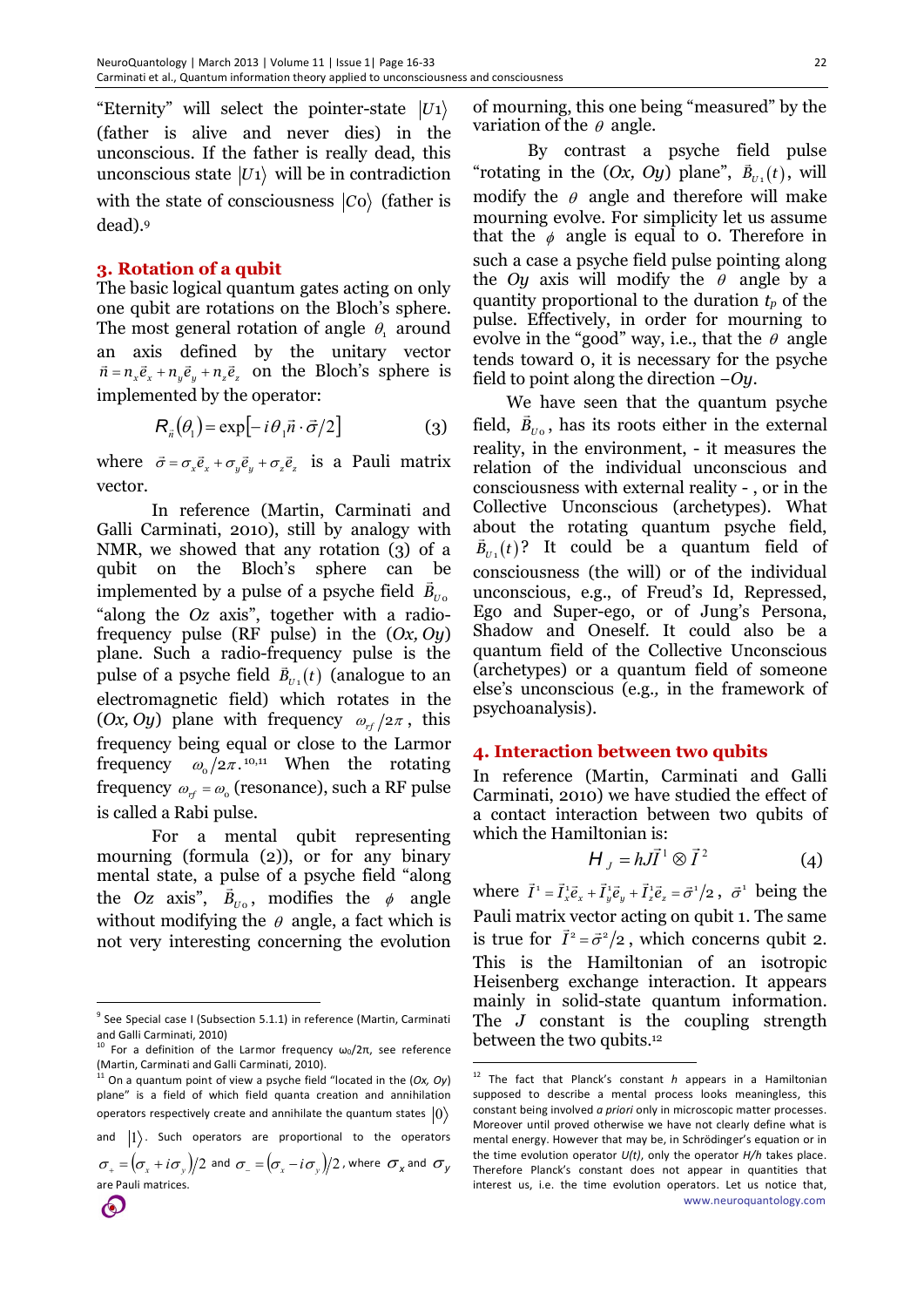"Eternity" will select the pointer-state $|U1\rangle$ (father is alive and never dies) in the unconscious. If the father is really dead, this unconscious state $|U1\rangle$ will be in contradiction with the state of consciousness $|Co\rangle$ (father is dead).[9]

## 3. Rotation of a qubit

The basic logical quantum gates acting on only one qubit are rotations on the Bloch's sphere. The most general rotation of angle $\theta_1$ around an axis defined by the unitary vector $\vec{n} = n_x\vec{e}_x + n_y\vec{e}_y + n_z\vec{e}_z$ on the Bloch's sphere is implemented by the operator:

$$R_{\vec{n}}(\theta_1) = \exp[-i\theta_1\vec{n}\cdot\vec{\sigma}/2] \qquad (3)$$

where $\vec{\sigma} = \sigma_x\vec{e}_x + \sigma_y\vec{e}_y + \sigma_z\vec{e}_z$ is a Pauli matrix vector.

In reference (Martin, Carminati and Galli Carminati, 2010), still by analogy with NMR, we showed that any rotation (3) of a qubit on the Bloch's sphere can be implemented by a pulse of a psyche field $\vec{B}_{U0}$ "along the *Oz* axis", together with a radio-frequency pulse (RF pulse) in the (*Ox, Oy*) plane. Such a radio-frequency pulse is the pulse of a psyche field $\vec{B}_{U1}(t)$ (analogue to an electromagnetic field) which rotates in the (*Ox, Oy*) plane with frequency $\omega_{rf}/2\pi$, this frequency being equal or close to the Larmor frequency $\omega_0/2\pi$.[10,11] When the rotating frequency $\omega_{rf} = \omega_0$ (resonance), such a RF pulse is called a Rabi pulse.

For a mental qubit representing mourning (formula (2)), or for any binary mental state, a pulse of a psyche field "along the *Oz* axis", $\vec{B}_{U0}$, modifies the $\phi$ angle without modifying the $\theta$ angle, a fact which is not very interesting concerning the evolution of mourning, this one being "measured" by the variation of the $\theta$ angle.

By contrast a psyche field pulse "rotating in the (*Ox, Oy*) plane", $\vec{B}_{U1}(t)$, will modify the $\theta$ angle and therefore will make mourning evolve. For simplicity let us assume that the $\phi$ angle is equal to 0. Therefore in such a case a psyche field pulse pointing along the *Oy* axis will modify the $\theta$ angle by a quantity proportional to the duration $t_p$ of the pulse. Effectively, in order for mourning to evolve in the "good" way, i.e., that the $\theta$ angle tends toward 0, it is necessary for the psyche field to point along the direction $-Oy$.

We have seen that the quantum psyche field, $\vec{B}_{U0}$, has its roots either in the external reality, in the environment, - it measures the relation of the individual unconscious and consciousness with external reality - , or in the Collective Unconscious (archetypes). What about the rotating quantum psyche field, $\vec{B}_{U1}(t)$? It could be a quantum field of consciousness (the will) or of the individual unconscious, e.g., of Freud's Id, Repressed, Ego and Super-ego, or of Jung's Persona, Shadow and Oneself. It could also be a quantum field of the Collective Unconscious (archetypes) or a quantum field of someone else's unconscious (e.g., in the framework of psychoanalysis).

## 4. Interaction between two qubits

In reference (Martin, Carminati and Galli Carminati, 2010) we have studied the effect of a contact interaction between two qubits of which the Hamiltonian is:

$$H_J = hJ\vec{I}^1 \otimes \vec{I}^2 \qquad (4)$$

where $\vec{I}^1 = \vec{I}^1_x\vec{e}_x + \vec{I}^1_y\vec{e}_y + \vec{I}^1_z\vec{e}_z = \vec{\sigma}^1/2$, $\vec{\sigma}^1$ being the Pauli matrix vector acting on qubit 1. The same is true for $\vec{I}^2 = \vec{\sigma}^2/2$, which concerns qubit 2. This is the Hamiltonian of an isotropic Heisenberg exchange interaction. It appears mainly in solid-state quantum information. The *J* constant is the coupling strength between the two qubits.[12]

---

[9] See Special case I (Subsection 5.1.1) in reference (Martin, Carminati and Galli Carminati, 2010)

[10] For a definition of the Larmor frequency $\omega_0/2\pi$, see reference (Martin, Carminati and Galli Carminati, 2010).

[11] On a quantum point of view a psyche field "located in the (*Ox, Oy*) plane" is a field of which field quanta creation and annihilation operators respectively create and annihilate the quantum states $|0\rangle$ and $|1\rangle$. Such operators are proportional to the operators $\sigma_+ = (\sigma_x + i\sigma_y)/2$ and $\sigma_- = (\sigma_x - i\sigma_y)/2$, where $\sigma_x$ and $\sigma_y$ are Pauli matrices.

[12] The fact that Planck's constant *h* appears in a Hamiltonian supposed to describe a mental process looks meaningless, this constant being involved *a priori* only in microscopic matter processes. Moreover until proved otherwise we have not clearly define what is mental energy. However that may be, in Schrödinger's equation or in the time evolution operator *U(t)*, only the operator *H/h* takes place. Therefore Planck's constant does not appear in quantities that interest us, i.e. the time evolution operators. Let us notice that,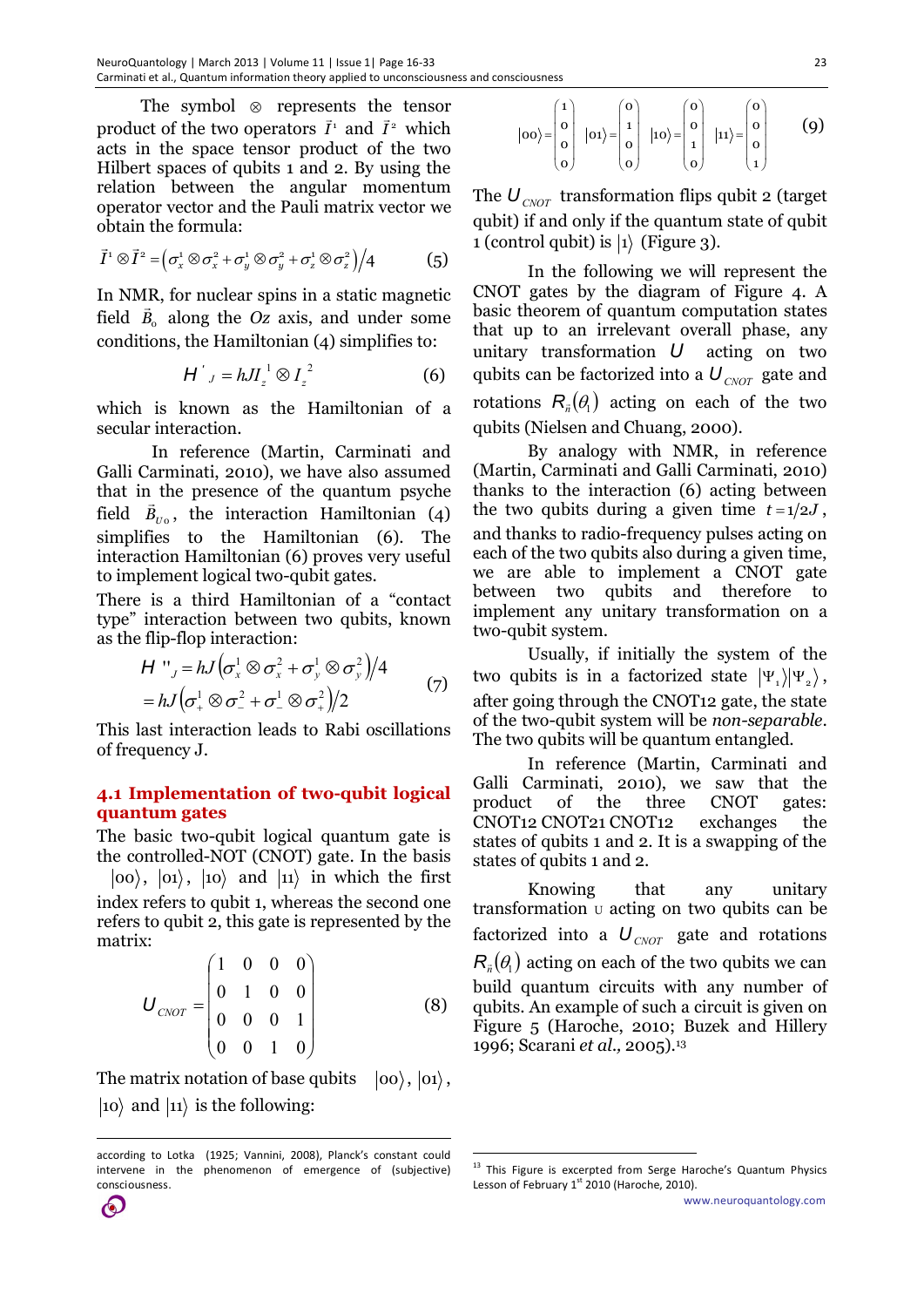The symbol $\otimes$ represents the tensor product of the two operators $\vec{I}^1$ and $\vec{I}^2$ which acts in the space tensor product of the two Hilbert spaces of qubits 1 and 2. By using the relation between the angular momentum operator vector and the Pauli matrix vector we obtain the formula:

$$\vec{I}^1 \otimes \vec{I}^2 = \left(\sigma_x^1 \otimes \sigma_x^2 + \sigma_y^1 \otimes \sigma_y^2 + \sigma_z^1 \otimes \sigma_z^2\right)/4 \qquad (5)$$

In NMR, for nuclear spins in a static magnetic field $\vec{B}_o$ along the $Oz$ axis, and under some conditions, the Hamiltonian (4) simplifies to:

$$H'_J = hJI_z^1 \otimes I_z^2 \qquad (6)$$

which is known as the Hamiltonian of a secular interaction.

In reference (Martin, Carminati and Galli Carminati, 2010), we have also assumed that in the presence of the quantum psyche field $\vec{B}_{Uo}$, the interaction Hamiltonian (4) simplifies to the Hamiltonian (6). The interaction Hamiltonian (6) proves very useful to implement logical two-qubit gates.

There is a third Hamiltonian of a "contact type" interaction between two qubits, known as the flip-flop interaction:

$$\begin{aligned} H''_J &= hJ\left(\sigma_x^1 \otimes \sigma_x^2 + \sigma_y^1 \otimes \sigma_y^2\right)/4 \\ &= hJ\left(\sigma_+^1 \otimes \sigma_-^2 + \sigma_-^1 \otimes \sigma_+^2\right)/2 \end{aligned} \qquad (7)$$

This last interaction leads to Rabi oscillations of frequency J.

## 4.1 Implementation of two-qubit logical quantum gates

The basic two-qubit logical quantum gate is the controlled-NOT (CNOT) gate. In the basis $|00\rangle$, $|01\rangle$, $|10\rangle$ and $|11\rangle$ in which the first index refers to qubit 1, whereas the second one refers to qubit 2, this gate is represented by the matrix:

$$U_{CNOT} = \begin{pmatrix} 1 & 0 & 0 & 0 \\ 0 & 1 & 0 & 0 \\ 0 & 0 & 0 & 1 \\ 0 & 0 & 1 & 0 \end{pmatrix} \qquad (8)$$

The matrix notation of base qubits $|00\rangle$, $|01\rangle$, $|10\rangle$ and $|11\rangle$ is the following:

$$|00\rangle = \begin{pmatrix} 1 \\ 0 \\ 0 \\ 0 \end{pmatrix} \quad |01\rangle = \begin{pmatrix} 0 \\ 1 \\ 0 \\ 0 \end{pmatrix} \quad |10\rangle = \begin{pmatrix} 0 \\ 0 \\ 1 \\ 0 \end{pmatrix} \quad |11\rangle = \begin{pmatrix} 0 \\ 0 \\ 0 \\ 1 \end{pmatrix} \qquad (9)$$

The $U_{CNOT}$ transformation flips qubit 2 (target qubit) if and only if the quantum state of qubit 1 (control qubit) is $|1\rangle$ (Figure 3).

In the following we will represent the CNOT gates by the diagram of Figure 4. A basic theorem of quantum computation states that up to an irrelevant overall phase, any unitary transformation $U$ acting on two qubits can be factorized into a $U_{CNOT}$ gate and rotations $R_{\vec{n}}(\theta_1)$ acting on each of the two qubits (Nielsen and Chuang, 2000).

By analogy with NMR, in reference (Martin, Carminati and Galli Carminati, 2010) thanks to the interaction (6) acting between the two qubits during a given time $t = 1/2J$, and thanks to radio-frequency pulses acting on each of the two qubits also during a given time, we are able to implement a CNOT gate between two qubits and therefore to implement any unitary transformation on a two-qubit system.

Usually, if initially the system of the two qubits is in a factorized state $|\Psi_1\rangle|\Psi_2\rangle$, after going through the CNOT12 gate, the state of the two-qubit system will be *non-separable*. The two qubits will be quantum entangled.

In reference (Martin, Carminati and Galli Carminati, 2010), we saw that the product of the three CNOT gates: CNOT12 CNOT21 CNOT12 exchanges the states of qubits 1 and 2. It is a swapping of the states of qubits 1 and 2.

Knowing that any unitary transformation U acting on two qubits can be factorized into a $U_{CNOT}$ gate and rotations $R_{\vec{n}}(\theta_1)$ acting on each of the two qubits we can build quantum circuits with any number of qubits. An example of such a circuit is given on Figure 5 (Haroche, 2010; Buzek and Hillery 1996; Scarani *et al.,* 2005).[13]

---

according to Lotka (1925; Vannini, 2008), Planck's constant could intervene in the phenomenon of emergence of (subjective) consciousness.

[13] This Figure is excerpted from Serge Haroche's Quantum Physics Lesson of February 1st 2010 (Haroche, 2010).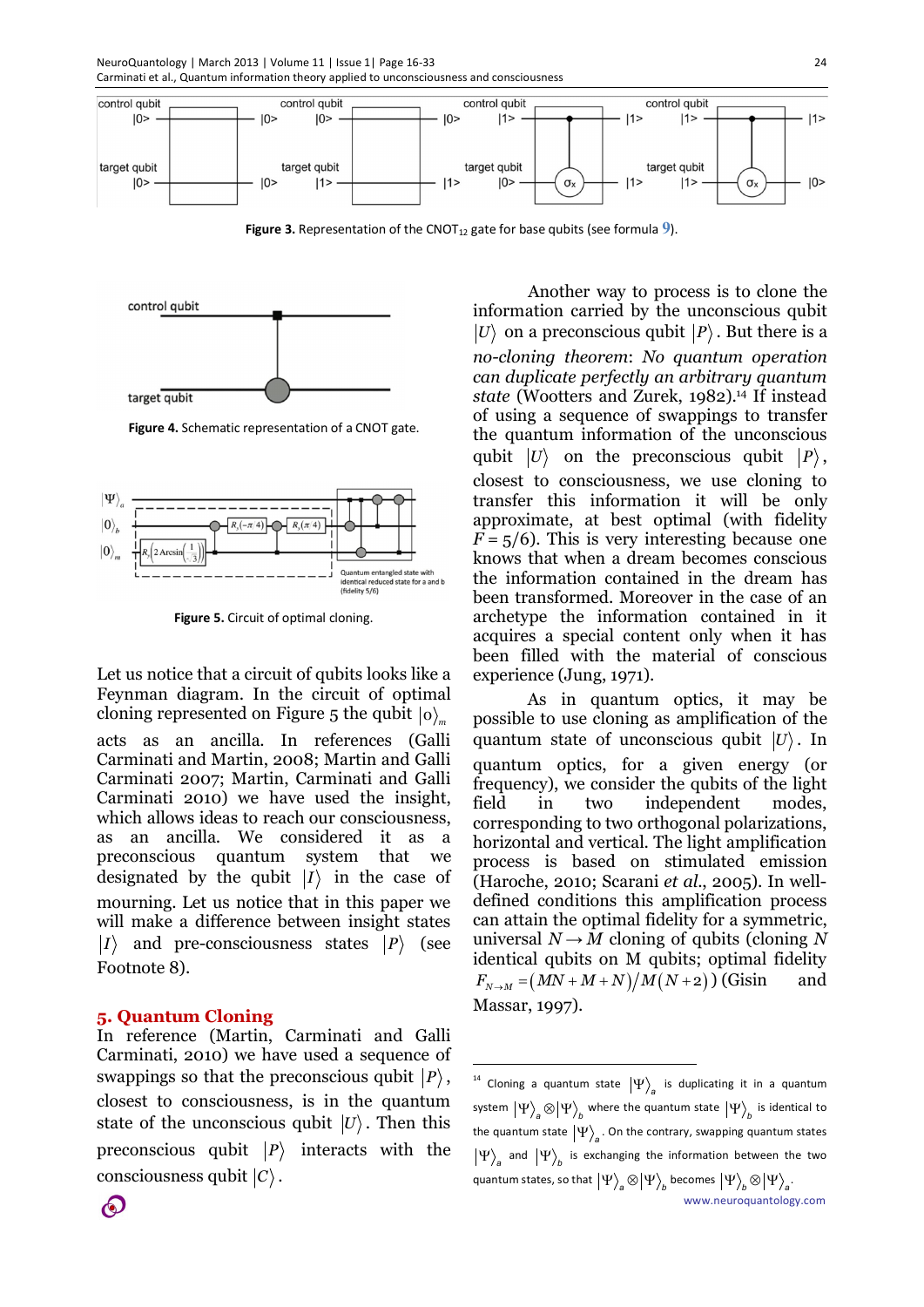**Figure 3.** Representation of the $CNOT_{12}$ gate for base qubits (see formula 9).

**Figure 4.** Schematic representation of a CNOT gate.

**Figure 5.** Circuit of optimal cloning.

Let us notice that a circuit of qubits looks like a Feynman diagram. In the circuit of optimal cloning represented on Figure 5 the qubit $|0\rangle_m$ acts as an ancilla. In references (Galli Carminati and Martin, 2008; Martin and Galli Carminati 2007; Martin, Carminati and Galli Carminati 2010) we have used the insight, which allows ideas to reach our consciousness, as an ancilla. We considered it as a preconscious quantum system that we designated by the qubit $|I\rangle$ in the case of mourning. Let us notice that in this paper we will make a difference between insight states $|I\rangle$ and pre-consciousness states $|P\rangle$ (see Footnote 8).

## 5. Quantum Cloning

In reference (Martin, Carminati and Galli Carminati, 2010) we have used a sequence of swappings so that the preconscious qubit $|P\rangle$, closest to consciousness, is in the quantum state of the unconscious qubit $|U\rangle$. Then this preconscious qubit $|P\rangle$ interacts with the consciousness qubit $|C\rangle$.

Another way to process is to clone the information carried by the unconscious qubit $|U\rangle$ on a preconscious qubit $|P\rangle$. But there is a *no-cloning theorem*: *No quantum operation can duplicate perfectly an arbitrary quantum state* (Wootters and Zurek, 1982).[14] If instead of using a sequence of swappings to transfer the quantum information of the unconscious qubit $|U\rangle$ on the preconscious qubit $|P\rangle$, closest to consciousness, we use cloning to transfer this information it will be only approximate, at best optimal (with fidelity $F = 5/6$). This is very interesting because one knows that when a dream becomes conscious the information contained in the dream has been transformed. Moreover in the case of an archetype the information contained in it acquires a special content only when it has been filled with the material of conscious experience (Jung, 1971).

As in quantum optics, it may be possible to use cloning as amplification of the quantum state of unconscious qubit $|U\rangle$. In quantum optics, for a given energy (or frequency), we consider the qubits of the light field in two independent modes, corresponding to two orthogonal polarizations, horizontal and vertical. The light amplification process is based on stimulated emission (Haroche, 2010; Scarani *et al.*, 2005). In well-defined conditions this amplification process can attain the optimal fidelity for a symmetric, universal $N \rightarrow M$ cloning of qubits (cloning $N$ identical qubits on M qubits; optimal fidelity $F_{N\rightarrow M} = (MN + M + N)/M(N+2)$) (Gisin and Massar, 1997).

---

[14] Cloning a quantum state $|\Psi\rangle_a$ is duplicating it in a quantum system $|\Psi\rangle_a \otimes |\Psi\rangle_b$ where the quantum state $|\Psi\rangle_b$ is identical to the quantum state $|\Psi\rangle_a$. On the contrary, swapping quantum states $|\Psi\rangle_a$ and $|\Psi\rangle_b$ is exchanging the information between the two quantum states, so that $|\Psi\rangle_a \otimes |\Psi\rangle_b$ becomes $|\Psi\rangle_b \otimes |\Psi\rangle_a$.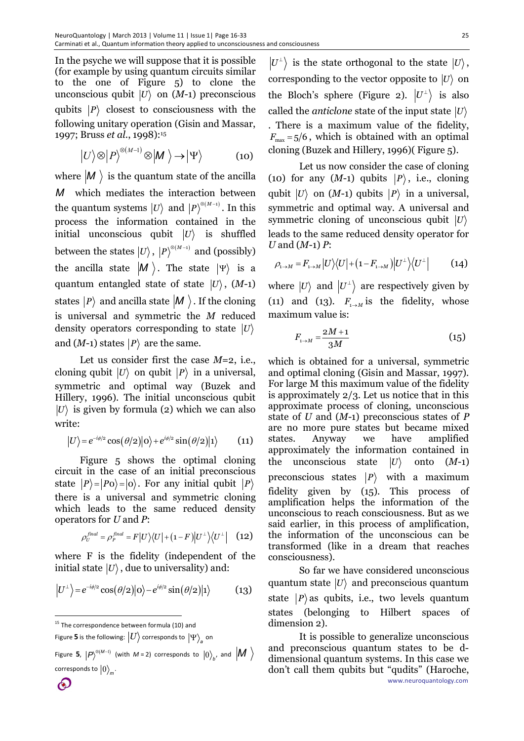In the psyche we will suppose that it is possible (for example by using quantum circuits similar to the one of Figure 5) to clone the unconscious qubit $|U\rangle$ on ($M$-1) preconscious qubits $|P\rangle$ closest to consciousness with the following unitary operation (Gisin and Massar, 1997; Bruss *et al.*, 1998):[15]

$$|U\rangle \otimes |P\rangle^{\otimes(M-1)} \otimes |M\rangle \rightarrow |\Psi\rangle \qquad (10)$$

where $|M\rangle$ is the quantum state of the ancilla $M$ which mediates the interaction between the quantum systems $|U\rangle$ and $|P\rangle^{\otimes(M-1)}$. In this process the information contained in the initial unconscious qubit $|U\rangle$ is shuffled between the states $|U\rangle$, $|P\rangle^{\otimes(M-1)}$ and (possibly) the ancilla state $|M\rangle$. The state $|\Psi\rangle$ is a quantum entangled state of state $|U\rangle$, ($M$-1) states $|P\rangle$ and ancilla state $|M\rangle$. If the cloning is universal and symmetric the $M$ reduced density operators corresponding to state $|U\rangle$ and ($M$-1) states $|P\rangle$ are the same.

Let us consider first the case $M$=2, i.e., cloning qubit $|U\rangle$ on qubit $|P\rangle$ in a universal, symmetric and optimal way (Buzek and Hillery, 1996). The initial unconscious qubit $|U\rangle$ is given by formula (2) which we can also write:

$$|U\rangle = e^{-i\phi/2}\cos(\theta/2)|0\rangle + e^{i\phi/2}\sin(\theta/2)|1\rangle \qquad (11)$$

Figure 5 shows the optimal cloning circuit in the case of an initial preconscious state $|P\rangle = |P0\rangle = |0\rangle$. For any initial qubit $|P\rangle$ there is a universal and symmetric cloning which leads to the same reduced density operators for $U$ and $P$:

$$\rho_U^{final} = \rho_P^{final} = F|U\rangle\langle U| + (1-F)|U^{\perp}\rangle\langle U^{\perp}| \qquad (12)$$

where F is the fidelity (independent of the initial state $|U\rangle$, due to universality) and:

$$|U^{\perp}\rangle = e^{-i\phi/2}\cos(\theta/2)|0\rangle - e^{i\phi/2}\sin(\theta/2)|1\rangle \qquad (13)$$

$|U^{\perp}\rangle$ is the state orthogonal to the state $|U\rangle$, corresponding to the vector opposite to $|U\rangle$ on the Bloch's sphere (Figure 2). $|U^{\perp}\rangle$ is also called the *anticlone* state of the input state $|U\rangle$. There is a maximum value of the fidelity, $F_{max} = 5/6$, which is obtained with an optimal cloning (Buzek and Hillery, 1996)( Figure 5).

Let us now consider the case of cloning (10) for any ($M$-1) qubits $|P\rangle$, i.e., cloning qubit $|U\rangle$ on ($M$-1) qubits $|P\rangle$ in a universal, symmetric and optimal way. A universal and symmetric cloning of unconscious qubit $|U\rangle$ leads to the same reduced density operator for $U$ and ($M$-1) $P$:

$$\rho_{1\rightarrow M} = F_{1\rightarrow M}|U\rangle\langle U| + (1-F_{1\rightarrow M})|U^{\perp}\rangle\langle U^{\perp}| \qquad (14)$$

where $|U\rangle$ and $|U^{\perp}\rangle$ are respectively given by (11) and (13). $F_{1\rightarrow M}$ is the fidelity, whose maximum value is:

$$F_{1\rightarrow M} = \frac{2M+1}{3M} \qquad (15)$$

which is obtained for a universal, symmetric and optimal cloning (Gisin and Massar, 1997). For large M this maximum value of the fidelity is approximately 2/3. Let us notice that in this approximate process of cloning, unconscious state of $U$ and ($M$-1) preconscious states of $P$ are no more pure states but became mixed states. Anyway we have amplified approximately the information contained in the unconscious state $|U\rangle$ onto ($M$-1) preconscious states $|P\rangle$ with a maximum fidelity given by (15). This process of amplification helps the information of the unconscious to reach consciousness. But as we said earlier, in this process of amplification, the information of the unconscious can be transformed (like in a dream that reaches consciousness).

So far we have considered unconscious quantum state $|U\rangle$ and preconscious quantum state $|P\rangle$ as qubits, i.e., two levels quantum states (belonging to Hilbert spaces of dimension 2).

It is possible to generalize unconscious and preconscious quantum states to be d-dimensional quantum systems. In this case we don't call them qubits but "qudits" (Haroche,

[15] The correspondence between formula (10) and Figure **5** is the following: $|U\rangle$ corresponds to $|\Psi\rangle_a$ on Figure **5**, $|P\rangle^{\otimes(M-1)}$ (with $M$ = 2) corresponds to $|0\rangle_{b'}$, and $|M\rangle$ corresponds to $|0\rangle_m$.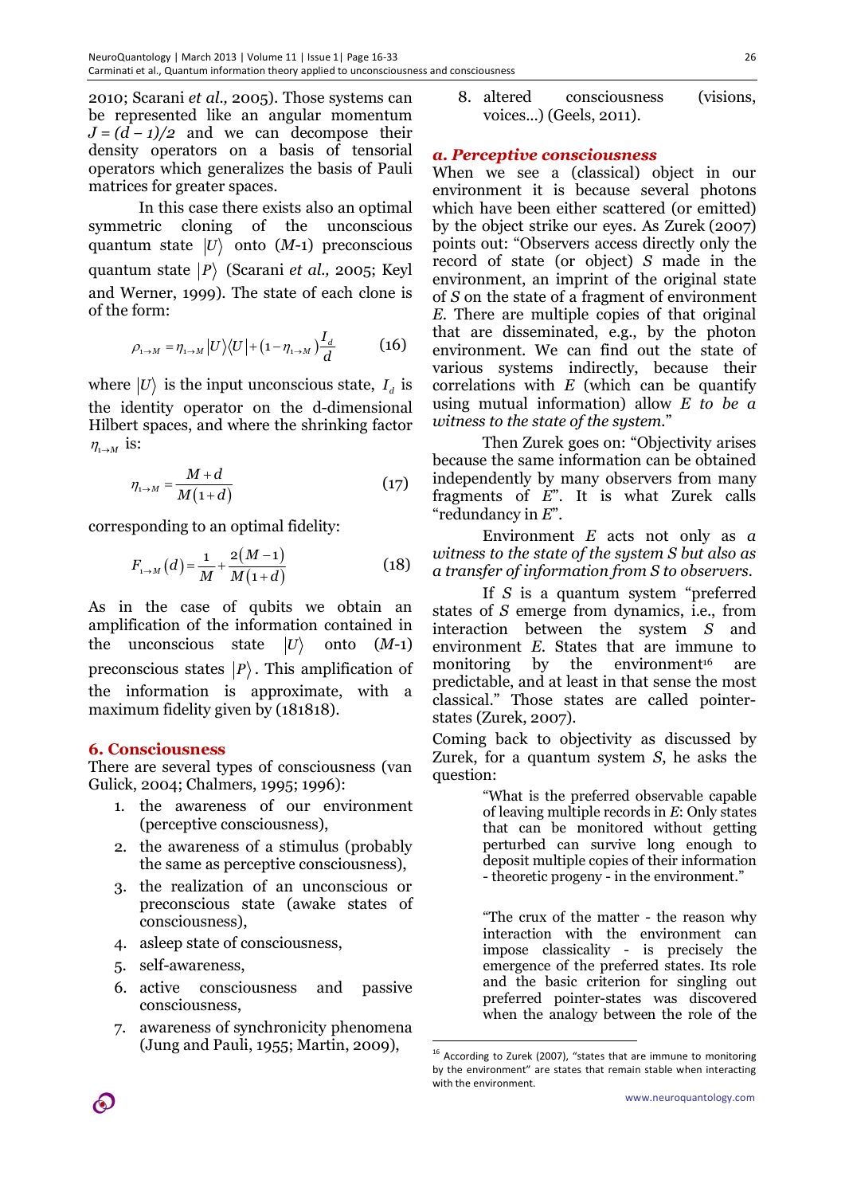2010; Scarani *et al.,* 2005). Those systems can be represented like an angular momentum $J = (d - 1)/2$ and we can decompose their density operators on a basis of tensorial operators which generalizes the basis of Pauli matrices for greater spaces.

In this case there exists also an optimal symmetric cloning of the unconscious quantum state $|U\rangle$ onto ($M$-1) preconscious quantum state $|P\rangle$ (Scarani *et al.,* 2005; Keyl and Werner, 1999). The state of each clone is of the form:

$$\rho_{1\to M} = \eta_{1\to M} |U\rangle\langle U| + \left(1-\eta_{1\to M}\right)\frac{I_d}{d} \qquad (16)$$

where $|U\rangle$ is the input unconscious state, $I_d$ is the identity operator on the d-dimensional Hilbert spaces, and where the shrinking factor $\eta_{1\to M}$ is:

$$\eta_{1\to M} = \frac{M+d}{M(1+d)} \qquad (17)$$

corresponding to an optimal fidelity:

$$F_{1\to M}(d) = \frac{1}{M} + \frac{2(M-1)}{M(1+d)} \qquad (18)$$

As in the case of qubits we obtain an amplification of the information contained in the unconscious state $|U\rangle$ onto ($M$-1) preconscious states $|P\rangle$. This amplification of the information is approximate, with a maximum fidelity given by (181818).

## 6. Consciousness

There are several types of consciousness (van Gulick, 2004; Chalmers, 1995; 1996):

1. the awareness of our environment (perceptive consciousness),
2. the awareness of a stimulus (probably the same as perceptive consciousness),
3. the realization of an unconscious or preconscious state (awake states of consciousness),
4. asleep state of consciousness,
5. self-awareness,
6. active consciousness and passive consciousness,
7. awareness of synchronicity phenomena (Jung and Pauli, 1955; Martin, 2009),
8. altered consciousness (visions, voices…) (Geels, 2011).

### a. Perceptive consciousness

When we see a (classical) object in our environment it is because several photons which have been either scattered (or emitted) by the object strike our eyes. As Zurek (2007) points out: “Observers access directly only the record of state (or object) $S$ made in the environment, an imprint of the original state of $S$ on the state of a fragment of environment $E$. There are multiple copies of that original that are disseminated, e.g., by the photon environment. We can find out the state of various systems indirectly, because their correlations with $E$ (which can be quantify using mutual information) allow *E to be a witness to the state of the system.*”

Then Zurek goes on: “Objectivity arises because the same information can be obtained independently by many observers from many fragments of $E$”. It is what Zurek calls “redundancy in $E$”.

Environment $E$ acts not only as *a witness to the state of the system S but also as a transfer of information from S to observers.*

If $S$ is a quantum system “preferred states of $S$ emerge from dynamics, i.e., from interaction between the system $S$ and environment $E$. States that are immune to monitoring by the environment[16] are predictable, and at least in that sense the most classical.” Those states are called pointer-states (Zurek, 2007).

Coming back to objectivity as discussed by Zurek, for a quantum system $S$, he asks the question:

> “What is the preferred observable capable of leaving multiple records in *E*: Only states that can be monitored without getting perturbed can survive long enough to deposit multiple copies of their information - theoretic progeny - in the environment.”

> “The crux of the matter - the reason why interaction with the environment can impose classicality - is precisely the emergence of the preferred states. Its role and the basic criterion for singling out preferred pointer-states was discovered when the analogy between the role of the

[16] According to Zurek (2007), “states that are immune to monitoring by the environment” are states that remain stable when interacting with the environment.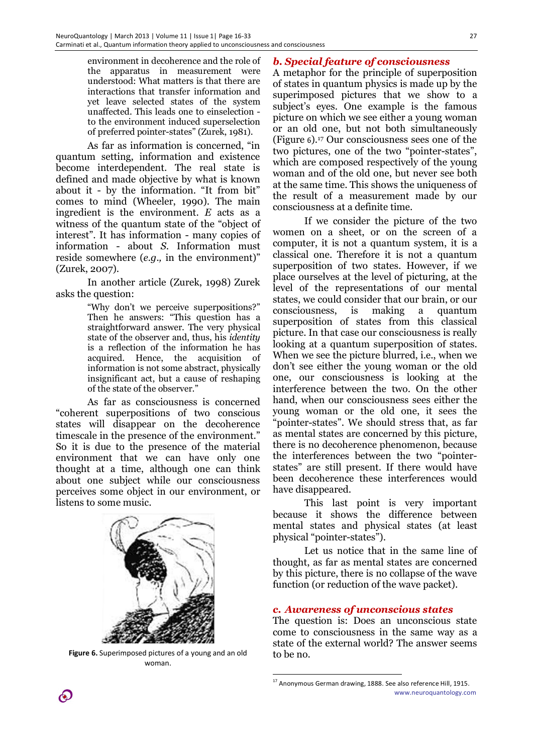> environment in decoherence and the role of the apparatus in measurement were understood: What matters is that there are interactions that transfer information and yet leave selected states of the system unaffected. This leads one to einselection - to the environment induced superselection of preferred pointer-states" (Zurek, 1981).

As far as information is concerned, "in quantum setting, information and existence become interdependent. The real state is defined and made objective by what is known about it - by the information. "It from bit" comes to mind (Wheeler, 1990). The main ingredient is the environment. *E* acts as a witness of the quantum state of the "object of interest". It has information - many copies of information - about *S*. Information must reside somewhere (*e.g.,* in the environment)" (Zurek, 2007).

In another article (Zurek, 1998) Zurek asks the question:

> "Why don't we perceive superpositions?" Then he answers: "This question has a straightforward answer. The very physical state of the observer and, thus, his *identity* is a reflection of the information he has acquired. Hence, the acquisition of information is not some abstract, physically insignificant act, but a cause of reshaping of the state of the observer."

As far as consciousness is concerned "coherent superpositions of two conscious states will disappear on the decoherence timescale in the presence of the environment." So it is due to the presence of the material environment that we can have only one thought at a time, although one can think about one subject while our consciousness perceives some object in our environment, or listens to some music.

**Figure 6.** Superimposed pictures of a young and an old woman.

### *b. Special feature of consciousness*

A metaphor for the principle of superposition of states in quantum physics is made up by the superimposed pictures that we show to a subject's eyes. One example is the famous picture on which we see either a young woman or an old one, but not both simultaneously (Figure 6).[17] Our consciousness sees one of the two pictures, one of the two "pointer-states", which are composed respectively of the young woman and of the old one, but never see both at the same time. This shows the uniqueness of the result of a measurement made by our consciousness at a definite time.

If we consider the picture of the two women on a sheet, or on the screen of a computer, it is not a quantum system, it is a classical one. Therefore it is not a quantum superposition of two states. However, if we place ourselves at the level of picturing, at the level of the representations of our mental states, we could consider that our brain, or our consciousness, is making a quantum superposition of states from this classical picture. In that case our consciousness is really looking at a quantum superposition of states. When we see the picture blurred, i.e., when we don't see either the young woman or the old one, our consciousness is looking at the interference between the two. On the other hand, when our consciousness sees either the young woman or the old one, it sees the "pointer-states". We should stress that, as far as mental states are concerned by this picture, there is no decoherence phenomenon, because the interferences between the two "pointer-states" are still present. If there would have been decoherence these interferences would have disappeared.

This last point is very important because it shows the difference between mental states and physical states (at least physical "pointer-states").

Let us notice that in the same line of thought, as far as mental states are concerned by this picture, there is no collapse of the wave function (or reduction of the wave packet).

### *c. Awareness of unconscious states*

The question is: Does an unconscious state come to consciousness in the same way as a state of the external world? The answer seems to be no.

[17] Anonymous German drawing, 1888. See also reference Hill, 1915.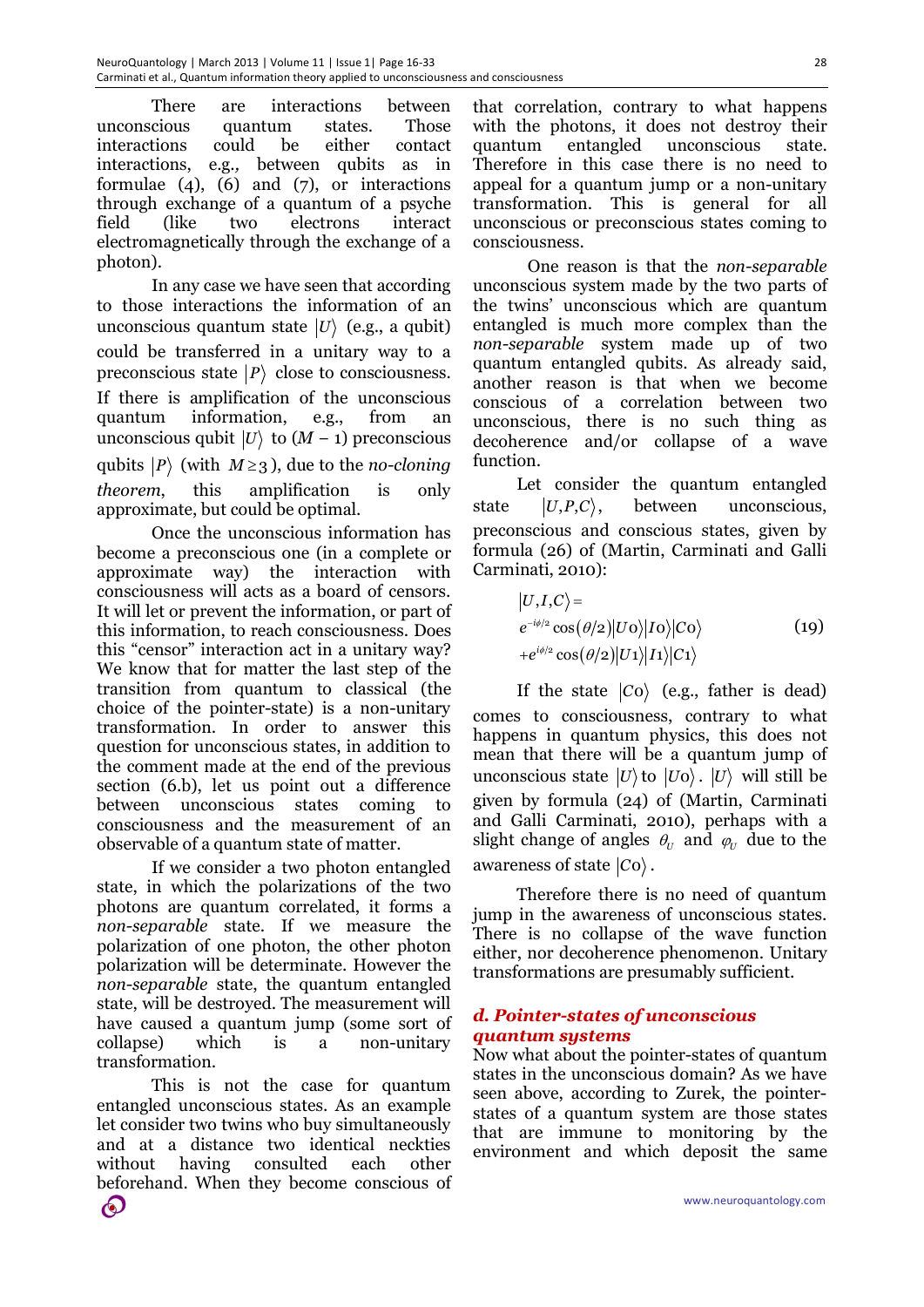There are interactions between unconscious quantum states. Those interactions could be either contact interactions, e.g., between qubits as in formulae (4), (6) and (7), or interactions through exchange of a quantum of a psyche field (like two electrons interact electromagnetically through the exchange of a photon).

In any case we have seen that according to those interactions the information of an unconscious quantum state $|U\rangle$ (e.g., a qubit) could be transferred in a unitary way to a preconscious state $|P\rangle$ close to consciousness. If there is amplification of the unconscious quantum information, e.g., from an unconscious qubit $|U\rangle$ to $(M-1)$ preconscious qubits $|P\rangle$ (with $M \geq 3$), due to the *no-cloning theorem*, this amplification is only approximate, but could be optimal.

Once the unconscious information has become a preconscious one (in a complete or approximate way) the interaction with consciousness will acts as a board of censors. It will let or prevent the information, or part of this information, to reach consciousness. Does this "censor" interaction act in a unitary way? We know that for matter the last step of the transition from quantum to classical (the choice of the pointer-state) is a non-unitary transformation. In order to answer this question for unconscious states, in addition to the comment made at the end of the previous section (6.b), let us point out a difference between unconscious states coming to consciousness and the measurement of an observable of a quantum state of matter.

If we consider a two photon entangled state, in which the polarizations of the two photons are quantum correlated, it forms a *non-separable* state. If we measure the polarization of one photon, the other photon polarization will be determinate. However the *non-separable* state, the quantum entangled state, will be destroyed. The measurement will have caused a quantum jump (some sort of collapse) which is a non-unitary transformation.

This is not the case for quantum entangled unconscious states. As an example let consider two twins who buy simultaneously and at a distance two identical neckties without having consulted each other beforehand. When they become conscious of that correlation, contrary to what happens with the photons, it does not destroy their quantum entangled unconscious state. Therefore in this case there is no need to appeal for a quantum jump or a non-unitary transformation. This is general for all unconscious or preconscious states coming to consciousness.

One reason is that the *non-separable* unconscious system made by the two parts of the twins' unconscious which are quantum entangled is much more complex than the *non-separable* system made up of two quantum entangled qubits. As already said, another reason is that when we become conscious of a correlation between two unconscious, there is no such thing as decoherence and/or collapse of a wave function.

Let consider the quantum entangled state $|U,P,C\rangle$, between unconscious, preconscious and conscious states, given by formula (26) of (Martin, Carminati and Galli Carminati, 2010):

$$|U,I,C\rangle = e^{-i\phi/2}\cos(\theta/2)|U0\rangle|I0\rangle|C0\rangle + e^{i\phi/2}\cos(\theta/2)|U1\rangle|I1\rangle|C1\rangle \tag{19}$$

If the state $|C0\rangle$ (e.g., father is dead) comes to consciousness, contrary to what happens in quantum physics, this does not mean that there will be a quantum jump of unconscious state $|U\rangle$ to $|U0\rangle$. $|U\rangle$ will still be given by formula (24) of (Martin, Carminati and Galli Carminati, 2010), perhaps with a slight change of angles $\theta_U$ and $\varphi_U$ due to the awareness of state $|C0\rangle$.

Therefore there is no need of quantum jump in the awareness of unconscious states. There is no collapse of the wave function either, nor decoherence phenomenon. Unitary transformations are presumably sufficient.

### *d. Pointer-states of unconscious quantum systems*

Now what about the pointer-states of quantum states in the unconscious domain? As we have seen above, according to Zurek, the pointer-states of a quantum system are those states that are immune to monitoring by the environment and which deposit the same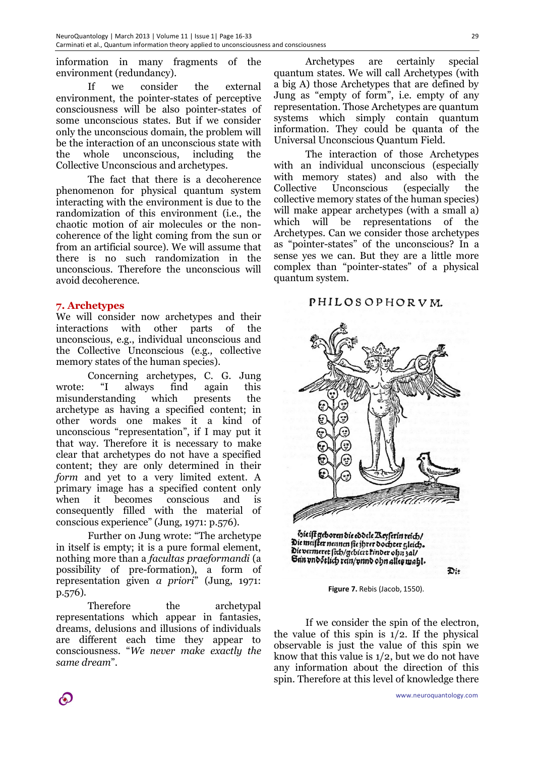information in many fragments of the environment (redundancy).

If we consider the external environment, the pointer-states of perceptive consciousness will be also pointer-states of some unconscious states. But if we consider only the unconscious domain, the problem will be the interaction of an unconscious state with the whole unconscious, including the Collective Unconscious and archetypes.

The fact that there is a decoherence phenomenon for physical quantum system interacting with the environment is due to the randomization of this environment (i.e., the chaotic motion of air molecules or the non-coherence of the light coming from the sun or from an artificial source). We will assume that there is no such randomization in the unconscious. Therefore the unconscious will avoid decoherence.

## 7. Archetypes

We will consider now archetypes and their interactions with other parts of the unconscious, e.g., individual unconscious and the Collective Unconscious (e.g., collective memory states of the human species).

Concerning archetypes, C. G. Jung wrote: "I always find again this misunderstanding which presents the archetype as having a specified content; in other words one makes it a kind of unconscious "representation", if I may put it that way. Therefore it is necessary to make clear that archetypes do not have a specified content; they are only determined in their *form* and yet to a very limited extent. A primary image has a specified content only when it becomes conscious and is consequently filled with the material of conscious experience" (Jung, 1971: p.576).

Further on Jung wrote: "The archetype in itself is empty; it is a pure formal element, nothing more than a *facultas praeformandi* (a possibility of pre-formation), a form of representation given *a priori*" (Jung, 1971: p.576).

Therefore the archetypal representations which appear in fantasies, dreams, delusions and illusions of individuals are different each time they appear to consciousness. "*We never make exactly the same dream*".

Archetypes are certainly special quantum states. We will call Archetypes (with a big A) those Archetypes that are defined by Jung as "empty of form", i.e. empty of any representation. Those Archetypes are quantum systems which simply contain quantum information. They could be quanta of the Universal Unconscious Quantum Field.

The interaction of those Archetypes with an individual unconscious (especially with memory states) and also with the Collective Unconscious (especially the collective memory states of the human species) will make appear archetypes (with a small a) which will be representations of the Archetypes. Can we consider those archetypes as "pointer-states" of the unconscious? In a sense yes we can. But they are a little more complex than "pointer-states" of a physical quantum system.

PHILOSOPHORVM.

hie ist geboren die eddele Keyserin reich/
Die meister nennen sie ihrer dochter gleich.
Die vermeret sich/gebiert kinder ohn zal/
Sein vndötlich rein/vnnd ohn alles mahl.

Die

**Figure 7.** Rebis (Jacob, 1550).

If we consider the spin of the electron, the value of this spin is 1/2. If the physical observable is just the value of this spin we know that this value is 1/2, but we do not have any information about the direction of this spin. Therefore at this level of knowledge there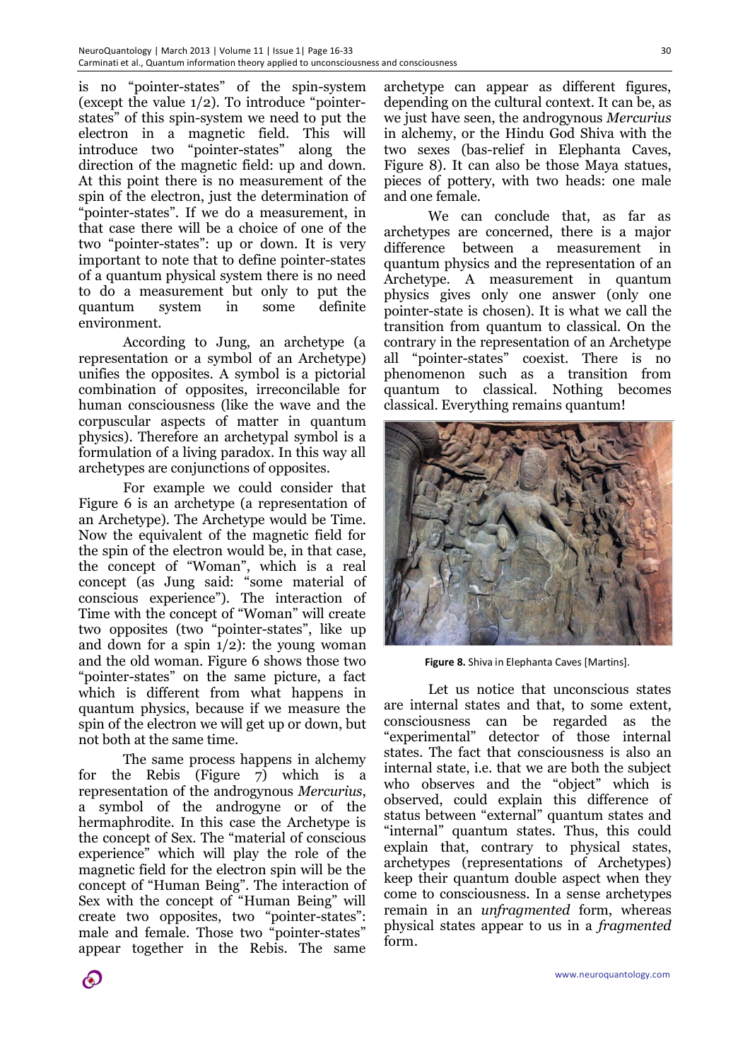is no "pointer-states" of the spin-system (except the value 1/2). To introduce "pointer-states" of this spin-system we need to put the electron in a magnetic field. This will introduce two "pointer-states" along the direction of the magnetic field: up and down. At this point there is no measurement of the spin of the electron, just the determination of "pointer-states". If we do a measurement, in that case there will be a choice of one of the two "pointer-states": up or down. It is very important to note that to define pointer-states of a quantum physical system there is no need to do a measurement but only to put the quantum system in some definite environment.

According to Jung, an archetype (a representation or a symbol of an Archetype) unifies the opposites. A symbol is a pictorial combination of opposites, irreconcilable for human consciousness (like the wave and the corpuscular aspects of matter in quantum physics). Therefore an archetypal symbol is a formulation of a living paradox. In this way all archetypes are conjunctions of opposites.

For example we could consider that Figure 6 is an archetype (a representation of an Archetype). The Archetype would be Time. Now the equivalent of the magnetic field for the spin of the electron would be, in that case, the concept of "Woman", which is a real concept (as Jung said: "some material of conscious experience"). The interaction of Time with the concept of "Woman" will create two opposites (two "pointer-states", like up and down for a spin 1/2): the young woman and the old woman. Figure 6 shows those two "pointer-states" on the same picture, a fact which is different from what happens in quantum physics, because if we measure the spin of the electron we will get up or down, but not both at the same time.

The same process happens in alchemy for the Rebis (Figure 7) which is a representation of the androgynous *Mercurius*, a symbol of the androgyne or of the hermaphrodite. In this case the Archetype is the concept of Sex. The "material of conscious experience" which will play the role of the magnetic field for the electron spin will be the concept of "Human Being". The interaction of Sex with the concept of "Human Being" will create two opposites, two "pointer-states": male and female. Those two "pointer-states" appear together in the Rebis. The same archetype can appear as different figures, depending on the cultural context. It can be, as we just have seen, the androgynous *Mercurius* in alchemy, or the Hindu God Shiva with the two sexes (bas-relief in Elephanta Caves, Figure 8). It can also be those Maya statues, pieces of pottery, with two heads: one male and one female.

We can conclude that, as far as archetypes are concerned, there is a major difference between a measurement in quantum physics and the representation of an Archetype. A measurement in quantum physics gives only one answer (only one pointer-state is chosen). It is what we call the transition from quantum to classical. On the contrary in the representation of an Archetype all "pointer-states" coexist. There is no phenomenon such as a transition from quantum to classical. Nothing becomes classical. Everything remains quantum!

**Figure 8.** Shiva in Elephanta Caves [Martins].

Let us notice that unconscious states are internal states and that, to some extent, consciousness can be regarded as the "experimental" detector of those internal states. The fact that consciousness is also an internal state, i.e. that we are both the subject who observes and the "object" which is observed, could explain this difference of status between "external" quantum states and "internal" quantum states. Thus, this could explain that, contrary to physical states, archetypes (representations of Archetypes) keep their quantum double aspect when they come to consciousness. In a sense archetypes remain in an *unfragmented* form, whereas physical states appear to us in a *fragmented* form.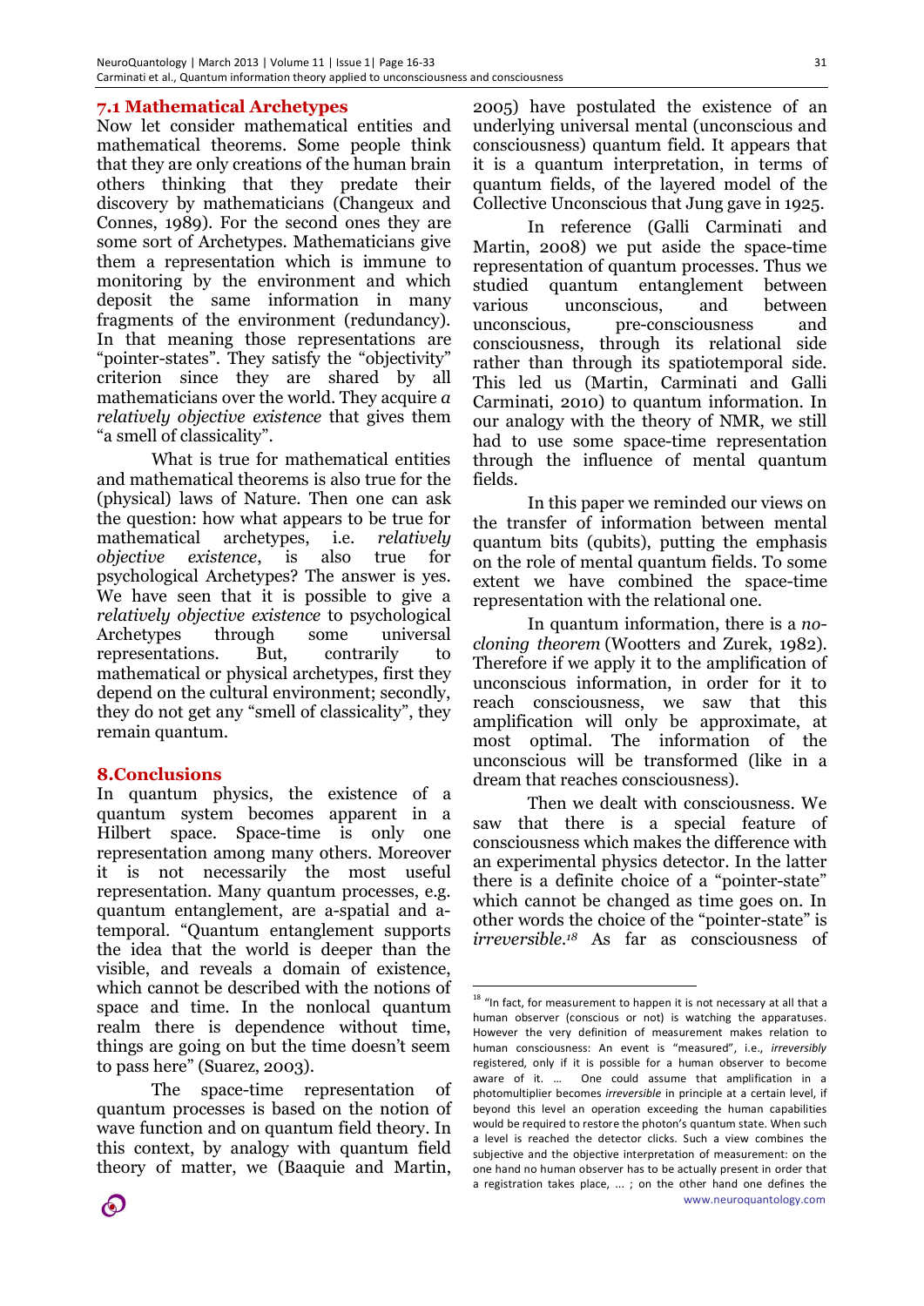### 7.1 Mathematical Archetypes

Now let consider mathematical entities and mathematical theorems. Some people think that they are only creations of the human brain others thinking that they predate their discovery by mathematicians (Changeux and Connes, 1989). For the second ones they are some sort of Archetypes. Mathematicians give them a representation which is immune to monitoring by the environment and which deposit the same information in many fragments of the environment (redundancy). In that meaning those representations are "pointer-states". They satisfy the "objectivity" criterion since they are shared by all mathematicians over the world. They acquire *a relatively objective existence* that gives them "a smell of classicality".

What is true for mathematical entities and mathematical theorems is also true for the (physical) laws of Nature. Then one can ask the question: how what appears to be true for mathematical archetypes, i.e. *relatively objective existence*, is also true for psychological Archetypes? The answer is yes. We have seen that it is possible to give a *relatively objective existence* to psychological Archetypes through some universal representations. But, contrarily to mathematical or physical archetypes, first they depend on the cultural environment; secondly, they do not get any "smell of classicality", they remain quantum.

## 8.Conclusions

In quantum physics, the existence of a quantum system becomes apparent in a Hilbert space. Space-time is only one representation among many others. Moreover it is not necessarily the most useful representation. Many quantum processes, e.g. quantum entanglement, are a-spatial and a-temporal. "Quantum entanglement supports the idea that the world is deeper than the visible, and reveals a domain of existence, which cannot be described with the notions of space and time. In the nonlocal quantum realm there is dependence without time, things are going on but the time doesn't seem to pass here" (Suarez, 2003).

The space-time representation of quantum processes is based on the notion of wave function and on quantum field theory. In this context, by analogy with quantum field theory of matter, we (Baaquie and Martin, 2005) have postulated the existence of an underlying universal mental (unconscious and consciousness) quantum field. It appears that it is a quantum interpretation, in terms of quantum fields, of the layered model of the Collective Unconscious that Jung gave in 1925.

In reference (Galli Carminati and Martin, 2008) we put aside the space-time representation of quantum processes. Thus we studied quantum entanglement between various unconscious, and between unconscious, pre-consciousness and consciousness, through its relational side rather than through its spatiotemporal side. This led us (Martin, Carminati and Galli Carminati, 2010) to quantum information. In our analogy with the theory of NMR, we still had to use some space-time representation through the influence of mental quantum fields.

In this paper we reminded our views on the transfer of information between mental quantum bits (qubits), putting the emphasis on the role of mental quantum fields. To some extent we have combined the space-time representation with the relational one.

In quantum information, there is a *no-cloning theorem* (Wootters and Zurek, 1982). Therefore if we apply it to the amplification of unconscious information, in order for it to reach consciousness, we saw that this amplification will only be approximate, at most optimal. The information of the unconscious will be transformed (like in a dream that reaches consciousness).

Then we dealt with consciousness. We saw that there is a special feature of consciousness which makes the difference with an experimental physics detector. In the latter there is a definite choice of a "pointer-state" which cannot be changed as time goes on. In other words the choice of the "pointer-state" is *irreversible*.[18] As far as consciousness of

[18] "In fact, for measurement to happen it is not necessary at all that a human observer (conscious or not) is watching the apparatuses. However the very definition of measurement makes relation to human consciousness: An event is "measured", i.e., *irreversibly* registered, only if it is possible for a human observer to become aware of it. … One could assume that amplification in a photomultiplier becomes *irreversible* in principle at a certain level, if beyond this level an operation exceeding the human capabilities would be required to restore the photon's quantum state. When such a level is reached the detector clicks. Such a view combines the subjective and the objective interpretation of measurement: on the one hand no human observer has to be actually present in order that a registration takes place, … ; on the other hand one defines the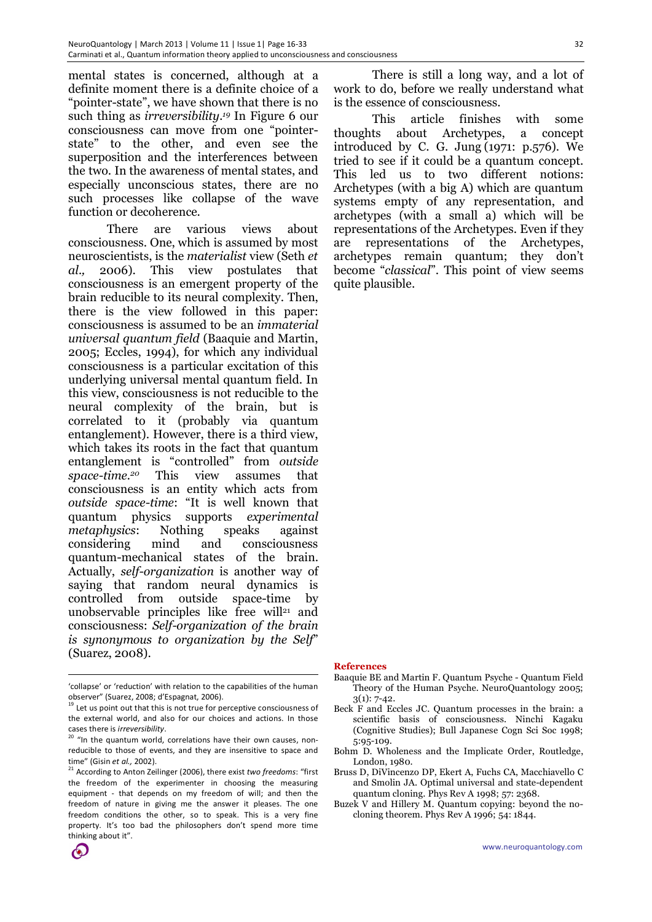mental states is concerned, although at a definite moment there is a definite choice of a "pointer-state", we have shown that there is no such thing as *irreversibility*.[19] In Figure 6 our consciousness can move from one "pointer-state" to the other, and even see the superposition and the interferences between the two. In the awareness of mental states, and especially unconscious states, there are no such processes like collapse of the wave function or decoherence.

There are various views about consciousness. One, which is assumed by most neuroscientists, is the *materialist* view (Seth *et al.,* 2006). This view postulates that consciousness is an emergent property of the brain reducible to its neural complexity. Then, there is the view followed in this paper: consciousness is assumed to be an *immaterial universal quantum field* (Baaquie and Martin, 2005; Eccles, 1994), for which any individual consciousness is a particular excitation of this underlying universal mental quantum field. In this view, consciousness is not reducible to the neural complexity of the brain, but is correlated to it (probably via quantum entanglement). However, there is a third view, which takes its roots in the fact that quantum entanglement is "controlled" from *outside space-time.*[20] This view assumes that consciousness is an entity which acts from *outside space-time*: "It is well known that quantum physics supports *experimental metaphysics*: Nothing speaks against considering mind and consciousness quantum-mechanical states of the brain. Actually, *self-organization* is another way of saying that random neural dynamics is controlled from outside space-time by unobservable principles like free will[21] and consciousness: *Self-organization of the brain is synonymous to organization by the Self*" (Suarez, 2008).

There is still a long way, and a lot of work to do, before we really understand what is the essence of consciousness.

This article finishes with some thoughts about Archetypes, a concept introduced by C. G. Jung (1971: p.576). We tried to see if it could be a quantum concept. This led us to two different notions: Archetypes (with a big A) which are quantum systems empty of any representation, and archetypes (with a small a) which will be representations of the Archetypes. Even if they are representations of the Archetypes, archetypes remain quantum; they don't become "*classical*". This point of view seems quite plausible.

---

'collapse' or 'reduction' with relation to the capabilities of the human observer" (Suarez, 2008; d'Espagnat, 2006).

[19] Let us point out that this is not true for perceptive consciousness of the external world, and also for our choices and actions. In those cases there is *irreversibility*.

[20] "In the quantum world, correlations have their own causes, non-reducible to those of events, and they are insensitive to space and time" (Gisin *et al.,* 2002).

[21] According to Anton Zeilinger (2006), there exist *two freedoms*: "first the freedom of the experimenter in choosing the measuring equipment - that depends on my freedom of will; and then the freedom of nature in giving me the answer it pleases. The one freedom conditions the other, so to speak. This is a very fine property. It's too bad the philosophers don't spend more time thinking about it".

**References**

Baaquie BE and Martin F. Quantum Psyche - Quantum Field Theory of the Human Psyche. NeuroQuantology 2005; 3(1): 7-42.

Beck F and Eccles JC. Quantum processes in the brain: a scientific basis of consciousness. Ninchi Kagaku (Cognitive Studies); Bull Japanese Cogn Sci Soc 1998; 5:95-109.

Bohm D. Wholeness and the Implicate Order, Routledge, London, 1980.

Bruss D, DiVincenzo DP, Ekert A, Fuchs CA, Macchiavello C and Smolin JA. Optimal universal and state-dependent quantum cloning. Phys Rev A 1998; 57: 2368.

Buzek V and Hillery M. Quantum copying: beyond the no-cloning theorem. Phys Rev A 1996; 54: 1844.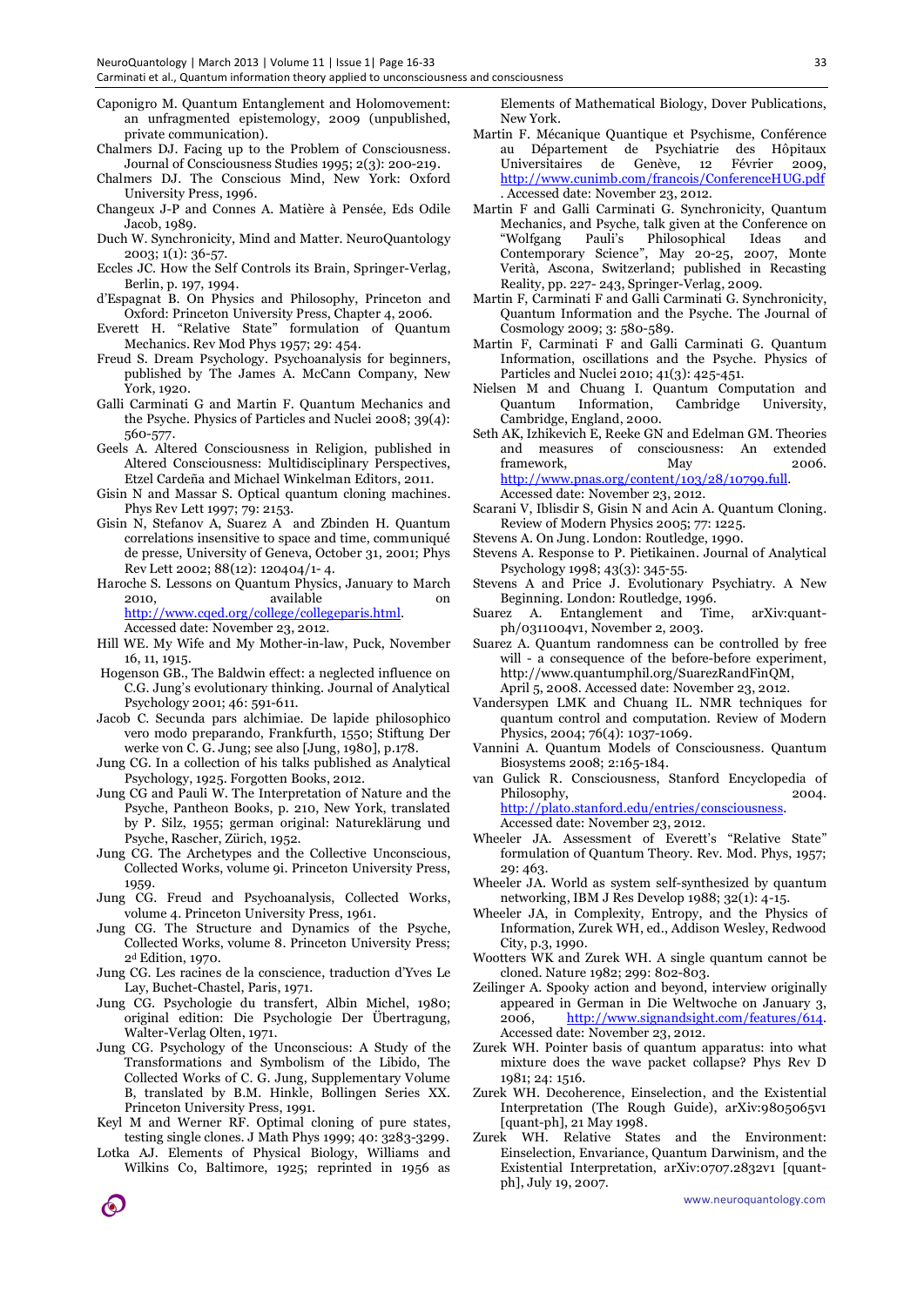Caponigro M. Quantum Entanglement and Holomovement: an unfragmented epistemology, 2009 (unpublished, private communication).

Chalmers DJ. Facing up to the Problem of Consciousness. Journal of Consciousness Studies 1995; 2(3): 200-219.

Chalmers DJ. The Conscious Mind, New York: Oxford University Press, 1996.

Changeux J-P and Connes A. Matière à Pensée, Eds Odile Jacob, 1989.

Duch W. Synchronicity, Mind and Matter. NeuroQuantology 2003; 1(1): 36-57.

Eccles JC. How the Self Controls its Brain, Springer-Verlag, Berlin, p. 197, 1994.

d'Espagnat B. On Physics and Philosophy, Princeton and Oxford: Princeton University Press, Chapter 4, 2006.

Everett H. "Relative State" formulation of Quantum Mechanics. Rev Mod Phys 1957; 29: 454.

Freud S. Dream Psychology. Psychoanalysis for beginners, published by The James A. McCann Company, New York, 1920.

Galli Carminati G and Martin F. Quantum Mechanics and the Psyche. Physics of Particles and Nuclei 2008; 39(4): 560-577.

Geels A. Altered Consciousness in Religion, published in Altered Consciousness: Multidisciplinary Perspectives, Etzel Cardeña and Michael Winkelman Editors, 2011.

Gisin N and Massar S. Optical quantum cloning machines. Phys Rev Lett 1997; 79: 2153.

Gisin N, Stefanov A, Suarez A and Zbinden H. Quantum correlations insensitive to space and time, communiqué de presse, University of Geneva, October 31, 2001; Phys Rev Lett 2002; 88(12): 120404/1- 4.

Haroche S. Lessons on Quantum Physics, January to March 2010, available on http://www.cqed.org/college/collegeparis.html. Accessed date: November 23, 2012.

Hill WE. My Wife and My Mother-in-law, Puck, November 16, 11, 1915.

Hogenson GB., The Baldwin effect: a neglected influence on C.G. Jung's evolutionary thinking. Journal of Analytical Psychology 2001; 46: 591-611.

Jacob C. Secunda pars alchimiae. De lapide philosophico vero modo preparando, Frankfurth, 1550; Stiftung Der werke von C. G. Jung; see also [Jung, 1980], p.178.

Jung CG. In a collection of his talks published as Analytical Psychology, 1925. Forgotten Books, 2012.

Jung CG and Pauli W. The Interpretation of Nature and the Psyche, Pantheon Books, p. 210, New York, translated by P. Silz, 1955; german original: Natureklärung und Psyche, Rascher, Zürich, 1952.

Jung CG. The Archetypes and the Collective Unconscious, Collected Works, volume 9i. Princeton University Press, 1959.

Jung CG. Freud and Psychoanalysis, Collected Works, volume 4. Princeton University Press, 1961.

Jung CG. The Structure and Dynamics of the Psyche, Collected Works, volume 8. Princeton University Press; 2d Edition, 1970.

Jung CG. Les racines de la conscience, traduction d'Yves Le Lay, Buchet-Chastel, Paris, 1971.

Jung CG. Psychologie du transfert, Albin Michel, 1980; original edition: Die Psychologie Der Übertragung, Walter-Verlag Olten, 1971.

Jung CG. Psychology of the Unconscious: A Study of the Transformations and Symbolism of the Libido, The Collected Works of C. G. Jung, Supplementary Volume B, translated by B.M. Hinkle, Bollingen Series XX. Princeton University Press, 1991.

Keyl M and Werner RF. Optimal cloning of pure states, testing single clones. J Math Phys 1999; 40: 3283-3299.

Lotka AJ. Elements of Physical Biology, Williams and Wilkins Co, Baltimore, 1925; reprinted in 1956 as Elements of Mathematical Biology, Dover Publications, New York.

Martin F. Mécanique Quantique et Psychisme, Conférence au Département de Psychiatrie des Hôpitaux Universitaires de Genève, 12 Février 2009, http://www.cunimb.com/francois/ConferenceHUG.pdf . Accessed date: November 23, 2012.

Martin F and Galli Carminati G. Synchronicity, Quantum Mechanics, and Psyche, talk given at the Conference on "Wolfgang Pauli's Philosophical Ideas and Contemporary Science", May 20-25, 2007, Monte Verità, Ascona, Switzerland; published in Recasting Reality, pp. 227- 243, Springer-Verlag, 2009.

Martin F, Carminati F and Galli Carminati G. Synchronicity, Quantum Information and the Psyche. The Journal of Cosmology 2009; 3: 580-589.

Martin F, Carminati F and Galli Carminati G. Quantum Information, oscillations and the Psyche. Physics of Particles and Nuclei 2010; 41(3): 425-451.

Nielsen M and Chuang I. Quantum Computation and Quantum Information, Cambridge University, Cambridge, England, 2000.

Seth AK, Izhikevich E, Reeke GN and Edelman GM. Theories and measures of consciousness: An extended framework, May 2006. http://www.pnas.org/content/103/28/10799.full. Accessed date: November 23, 2012.

Scarani V, Iblisdir S, Gisin N and Acin A. Quantum Cloning. Review of Modern Physics 2005; 77: 1225.

Stevens A. On Jung. London: Routledge, 1990.

Stevens A. Response to P. Pietikainen. Journal of Analytical Psychology 1998; 43(3): 345-55.

Stevens A and Price J. Evolutionary Psychiatry. A New Beginning. London: Routledge, 1996.

Suarez A. Entanglement and Time, arXiv:quant-ph/0311004v1, November 2, 2003.

Suarez A. Quantum randomness can be controlled by free will - a consequence of the before-before experiment, http://www.quantumphil.org/SuarezRandFinQM, April 5, 2008. Accessed date: November 23, 2012.

Vandersypen LMK and Chuang IL. NMR techniques for quantum control and computation. Review of Modern Physics, 2004; 76(4): 1037-1069.

Vannini A. Quantum Models of Consciousness. Quantum Biosystems 2008; 2:165-184.

van Gulick R. Consciousness, Stanford Encyclopedia of Philosophy, 2004. http://plato.stanford.edu/entries/consciousness. Accessed date: November 23, 2012.

Wheeler JA. Assessment of Everett's "Relative State" formulation of Quantum Theory. Rev. Mod. Phys, 1957; 29: 463.

Wheeler JA. World as system self-synthesized by quantum networking, IBM J Res Develop 1988; 32(1): 4-15.

Wheeler JA, in Complexity, Entropy, and the Physics of Information, Zurek WH, ed., Addison Wesley, Redwood City, p.3, 1990.

Wootters WK and Zurek WH. A single quantum cannot be cloned. Nature 1982; 299: 802-803.

Zeilinger A. Spooky action and beyond, interview originally appeared in German in Die Weltwoche on January 3, 2006, http://www.signandsight.com/features/614. Accessed date: November 23, 2012.

Zurek WH. Pointer basis of quantum apparatus: into what mixture does the wave packet collapse? Phys Rev D 1981; 24: 1516.

Zurek WH. Decoherence, Einselection, and the Existential Interpretation (The Rough Guide), arXiv:9805065v1 [quant-ph], 21 May 1998.

Zurek WH. Relative States and the Environment: Einselection, Envariance, Quantum Darwinism, and the Existential Interpretation, arXiv:0707.2832v1 [quant-ph], July 19, 2007.